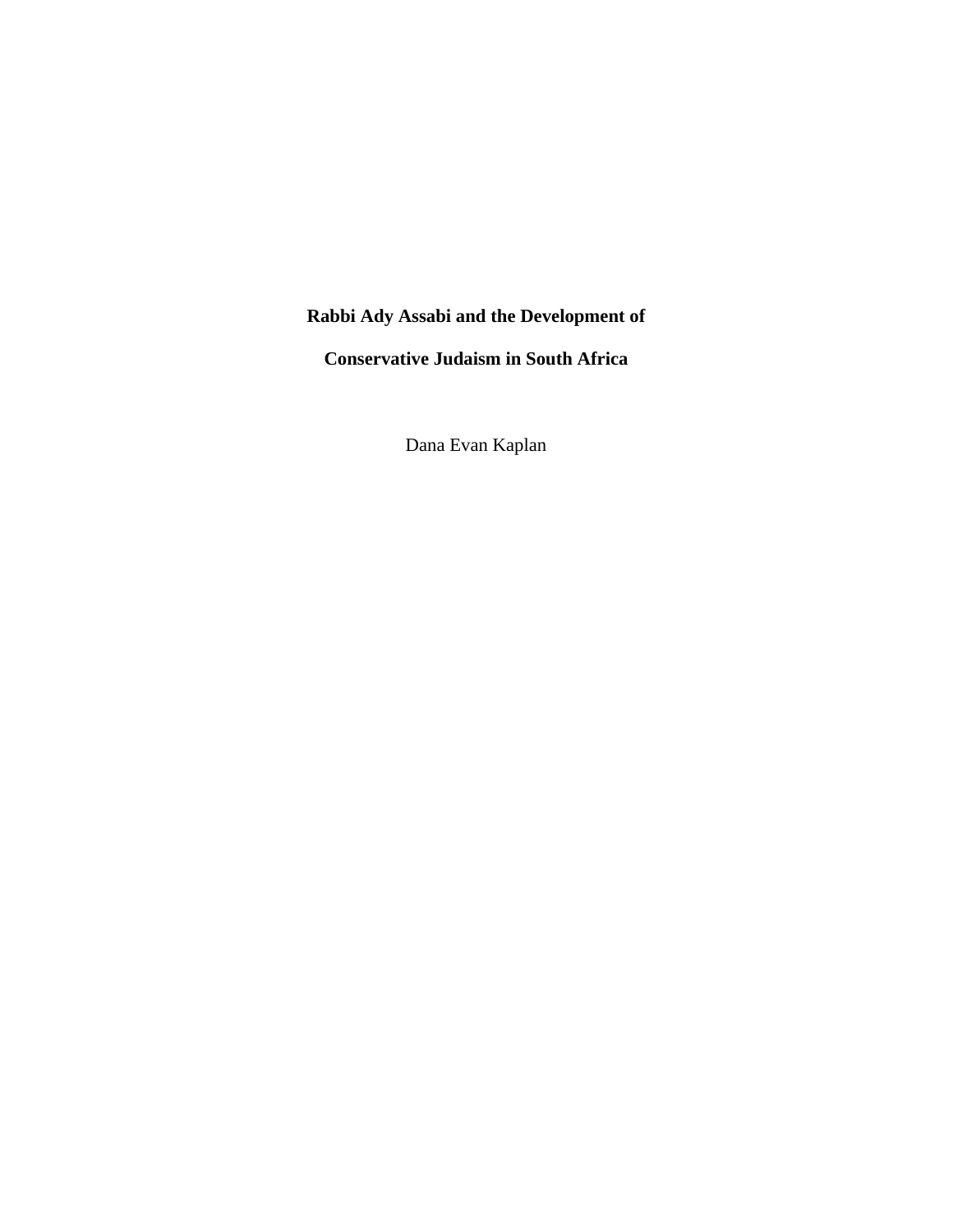# Rabbi Ady Assabi and the Development of Conservative Judaism in South Africa

Dana Evan Kaplan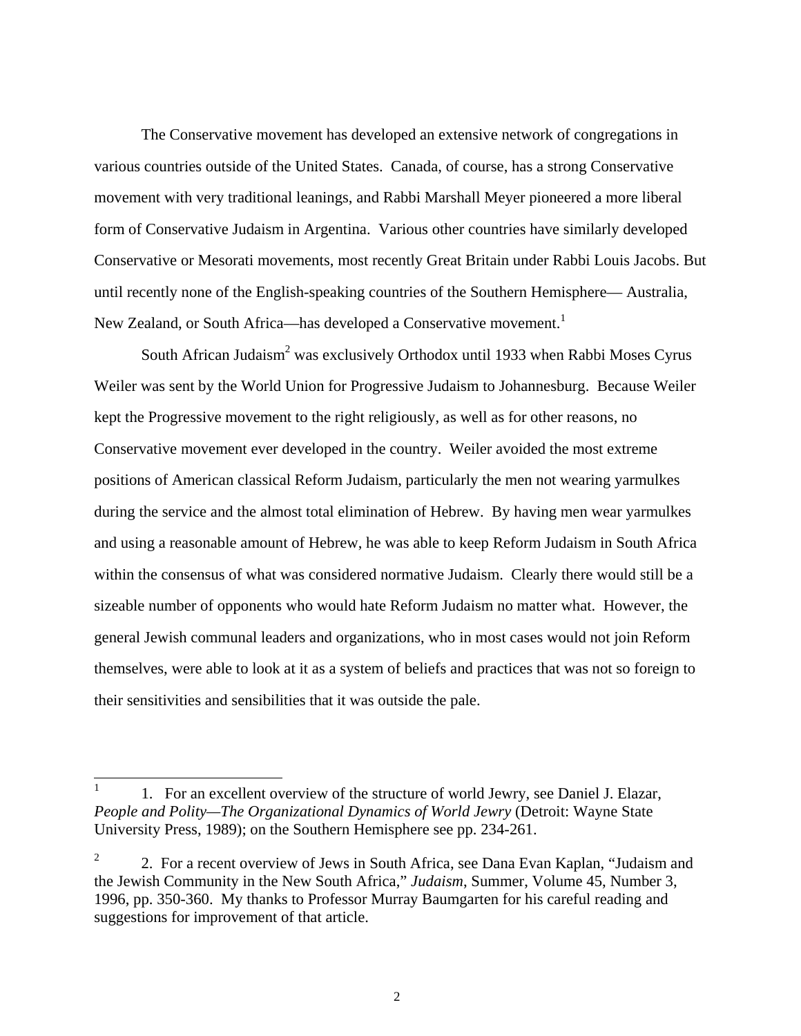The Conservative movement has developed an extensive network of congregations in various countries outside of the United States. Canada, of course, has a strong Conservative movement with very traditional leanings, and Rabbi Marshall Meyer pioneered a more liberal form of Conservative Judaism in Argentina. Various other countries have similarly developed Conservative or Mesorati movements, most recently Great Britain under Rabbi Louis Jacobs. But until recently none of the English-speaking countries of the Southern Hemisphere— Australia, New Zealand, or South Africa—has developed a Conservative movement.[1]

South African Judaism[2] was exclusively Orthodox until 1933 when Rabbi Moses Cyrus Weiler was sent by the World Union for Progressive Judaism to Johannesburg. Because Weiler kept the Progressive movement to the right religiously, as well as for other reasons, no Conservative movement ever developed in the country. Weiler avoided the most extreme positions of American classical Reform Judaism, particularly the men not wearing yarmulkes during the service and the almost total elimination of Hebrew. By having men wear yarmulkes and using a reasonable amount of Hebrew, he was able to keep Reform Judaism in South Africa within the consensus of what was considered normative Judaism. Clearly there would still be a sizeable number of opponents who would hate Reform Judaism no matter what. However, the general Jewish communal leaders and organizations, who in most cases would not join Reform themselves, were able to look at it as a system of beliefs and practices that was not so foreign to their sensitivities and sensibilities that it was outside the pale.

---

[1] 1. For an excellent overview of the structure of world Jewry, see Daniel J. Elazar, *People and Polity—The Organizational Dynamics of World Jewry* (Detroit: Wayne State University Press, 1989); on the Southern Hemisphere see pp. 234-261.

[2] 2. For a recent overview of Jews in South Africa, see Dana Evan Kaplan, "Judaism and the Jewish Community in the New South Africa," *Judaism*, Summer, Volume 45, Number 3, 1996, pp. 350-360. My thanks to Professor Murray Baumgarten for his careful reading and suggestions for improvement of that article.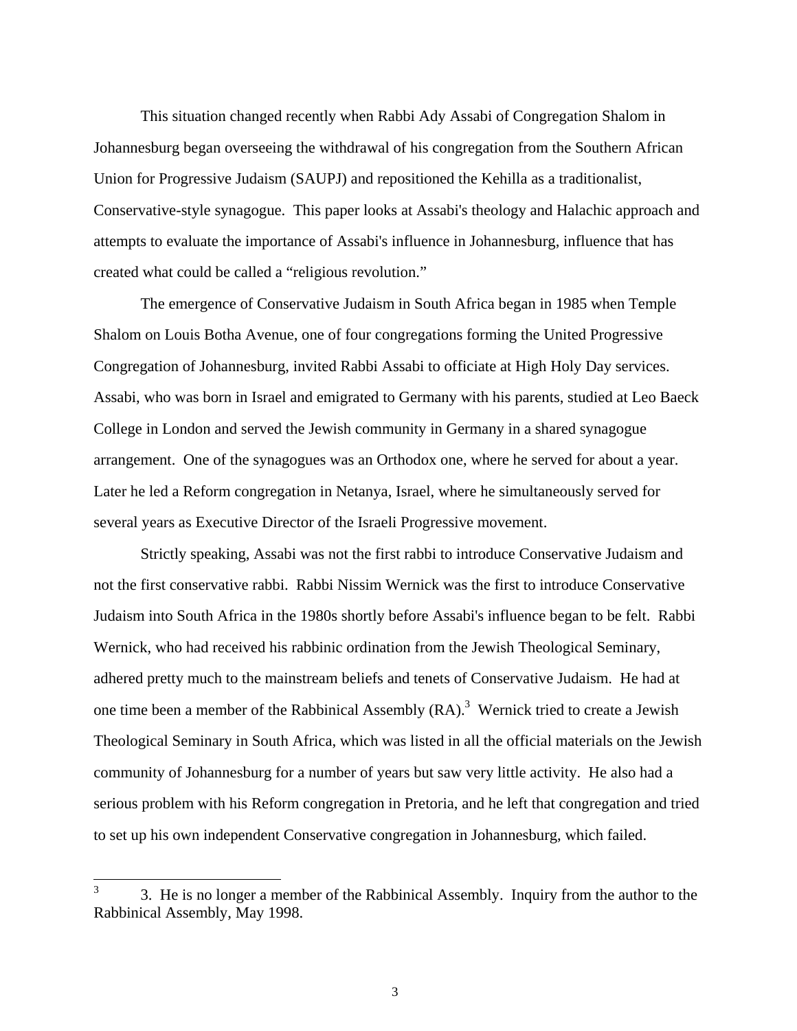This situation changed recently when Rabbi Ady Assabi of Congregation Shalom in Johannesburg began overseeing the withdrawal of his congregation from the Southern African Union for Progressive Judaism (SAUPJ) and repositioned the Kehilla as a traditionalist, Conservative-style synagogue. This paper looks at Assabi's theology and Halachic approach and attempts to evaluate the importance of Assabi's influence in Johannesburg, influence that has created what could be called a "religious revolution."

The emergence of Conservative Judaism in South Africa began in 1985 when Temple Shalom on Louis Botha Avenue, one of four congregations forming the United Progressive Congregation of Johannesburg, invited Rabbi Assabi to officiate at High Holy Day services. Assabi, who was born in Israel and emigrated to Germany with his parents, studied at Leo Baeck College in London and served the Jewish community in Germany in a shared synagogue arrangement. One of the synagogues was an Orthodox one, where he served for about a year. Later he led a Reform congregation in Netanya, Israel, where he simultaneously served for several years as Executive Director of the Israeli Progressive movement.

Strictly speaking, Assabi was not the first rabbi to introduce Conservative Judaism and not the first conservative rabbi. Rabbi Nissim Wernick was the first to introduce Conservative Judaism into South Africa in the 1980s shortly before Assabi's influence began to be felt. Rabbi Wernick, who had received his rabbinic ordination from the Jewish Theological Seminary, adhered pretty much to the mainstream beliefs and tenets of Conservative Judaism. He had at one time been a member of the Rabbinical Assembly (RA).[3] Wernick tried to create a Jewish Theological Seminary in South Africa, which was listed in all the official materials on the Jewish community of Johannesburg for a number of years but saw very little activity. He also had a serious problem with his Reform congregation in Pretoria, and he left that congregation and tried to set up his own independent Conservative congregation in Johannesburg, which failed.

---

[3] 3. He is no longer a member of the Rabbinical Assembly. Inquiry from the author to the Rabbinical Assembly, May 1998.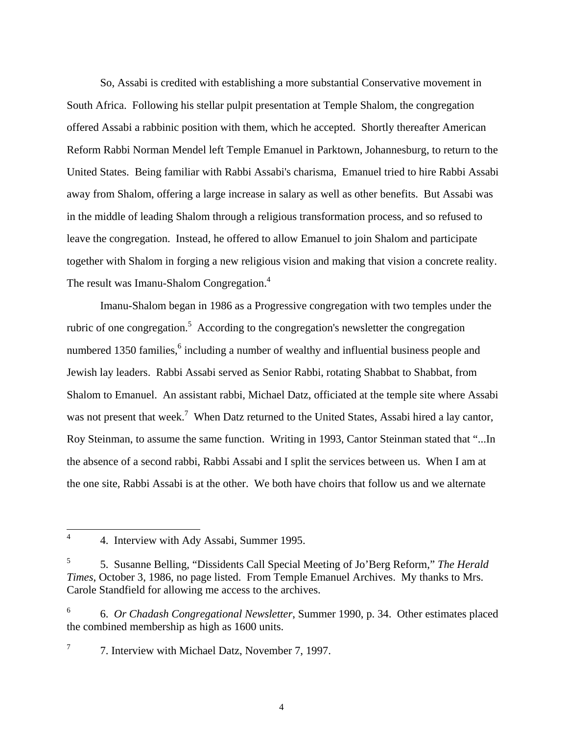So, Assabi is credited with establishing a more substantial Conservative movement in South Africa. Following his stellar pulpit presentation at Temple Shalom, the congregation offered Assabi a rabbinic position with them, which he accepted. Shortly thereafter American Reform Rabbi Norman Mendel left Temple Emanuel in Parktown, Johannesburg, to return to the United States. Being familiar with Rabbi Assabi's charisma, Emanuel tried to hire Rabbi Assabi away from Shalom, offering a large increase in salary as well as other benefits. But Assabi was in the middle of leading Shalom through a religious transformation process, and so refused to leave the congregation. Instead, he offered to allow Emanuel to join Shalom and participate together with Shalom in forging a new religious vision and making that vision a concrete reality. The result was Imanu-Shalom Congregation.[4]

Imanu-Shalom began in 1986 as a Progressive congregation with two temples under the rubric of one congregation.[5] According to the congregation's newsletter the congregation numbered 1350 families,[6] including a number of wealthy and influential business people and Jewish lay leaders. Rabbi Assabi served as Senior Rabbi, rotating Shabbat to Shabbat, from Shalom to Emanuel. An assistant rabbi, Michael Datz, officiated at the temple site where Assabi was not present that week.[7] When Datz returned to the United States, Assabi hired a lay cantor, Roy Steinman, to assume the same function. Writing in 1993, Cantor Steinman stated that "...In the absence of a second rabbi, Rabbi Assabi and I split the services between us. When I am at the one site, Rabbi Assabi is at the other. We both have choirs that follow us and we alternate

---

[4] 4. Interview with Ady Assabi, Summer 1995.

[5] 5. Susanne Belling, "Dissidents Call Special Meeting of Jo'Berg Reform," *The Herald Times*, October 3, 1986, no page listed. From Temple Emanuel Archives. My thanks to Mrs. Carole Standfield for allowing me access to the archives.

[6] 6. *Or Chadash Congregational Newsletter*, Summer 1990, p. 34. Other estimates placed the combined membership as high as 1600 units.

[7] 7. Interview with Michael Datz, November 7, 1997.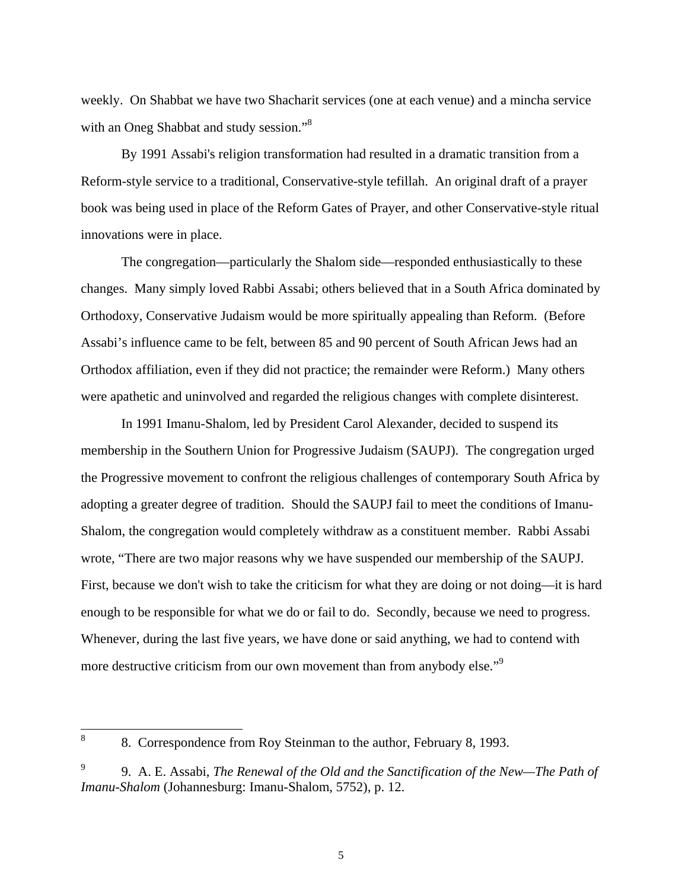weekly. On Shabbat we have two Shacharit services (one at each venue) and a mincha service with an Oneg Shabbat and study session."[8]

By 1991 Assabi's religion transformation had resulted in a dramatic transition from a Reform-style service to a traditional, Conservative-style tefillah. An original draft of a prayer book was being used in place of the Reform Gates of Prayer, and other Conservative-style ritual innovations were in place.

The congregation—particularly the Shalom side—responded enthusiastically to these changes. Many simply loved Rabbi Assabi; others believed that in a South Africa dominated by Orthodoxy, Conservative Judaism would be more spiritually appealing than Reform. (Before Assabi's influence came to be felt, between 85 and 90 percent of South African Jews had an Orthodox affiliation, even if they did not practice; the remainder were Reform.) Many others were apathetic and uninvolved and regarded the religious changes with complete disinterest.

In 1991 Imanu-Shalom, led by President Carol Alexander, decided to suspend its membership in the Southern Union for Progressive Judaism (SAUPJ). The congregation urged the Progressive movement to confront the religious challenges of contemporary South Africa by adopting a greater degree of tradition. Should the SAUPJ fail to meet the conditions of Imanu-Shalom, the congregation would completely withdraw as a constituent member. Rabbi Assabi wrote, "There are two major reasons why we have suspended our membership of the SAUPJ. First, because we don't wish to take the criticism for what they are doing or not doing—it is hard enough to be responsible for what we do or fail to do. Secondly, because we need to progress. Whenever, during the last five years, we have done or said anything, we had to contend with more destructive criticism from our own movement than from anybody else."[9]

---

[8] 8. Correspondence from Roy Steinman to the author, February 8, 1993.

[9] 9. A. E. Assabi, *The Renewal of the Old and the Sanctification of the New—The Path of Imanu-Shalom* (Johannesburg: Imanu-Shalom, 5752), p. 12.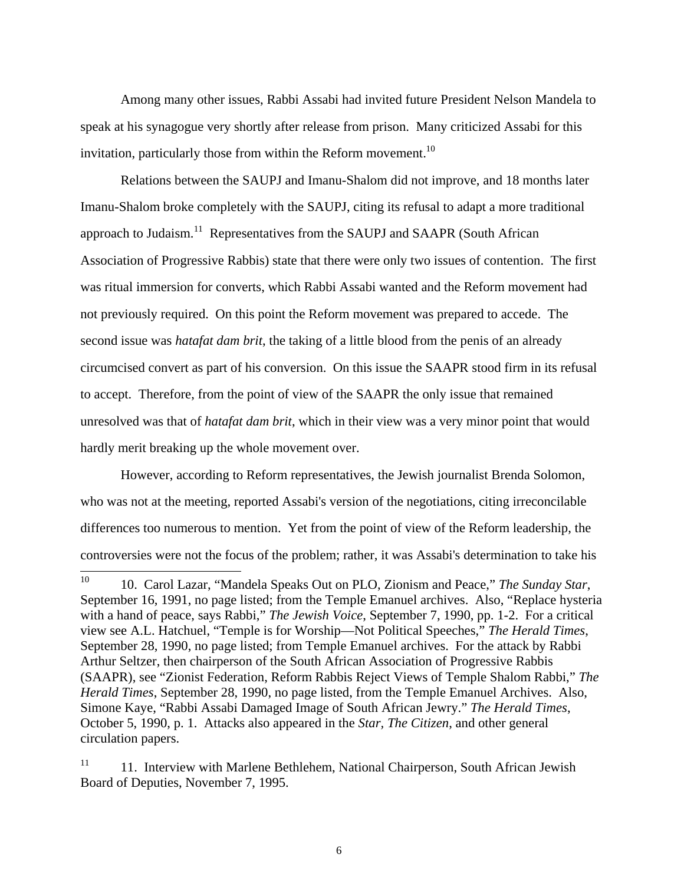Among many other issues, Rabbi Assabi had invited future President Nelson Mandela to speak at his synagogue very shortly after release from prison. Many criticized Assabi for this invitation, particularly those from within the Reform movement.[10]

Relations between the SAUPJ and Imanu-Shalom did not improve, and 18 months later Imanu-Shalom broke completely with the SAUPJ, citing its refusal to adapt a more traditional approach to Judaism.[11] Representatives from the SAUPJ and SAAPR (South African Association of Progressive Rabbis) state that there were only two issues of contention. The first was ritual immersion for converts, which Rabbi Assabi wanted and the Reform movement had not previously required. On this point the Reform movement was prepared to accede. The second issue was *hatafat dam brit*, the taking of a little blood from the penis of an already circumcised convert as part of his conversion. On this issue the SAAPR stood firm in its refusal to accept. Therefore, from the point of view of the SAAPR the only issue that remained unresolved was that of *hatafat dam brit*, which in their view was a very minor point that would hardly merit breaking up the whole movement over.

However, according to Reform representatives, the Jewish journalist Brenda Solomon, who was not at the meeting, reported Assabi's version of the negotiations, citing irreconcilable differences too numerous to mention. Yet from the point of view of the Reform leadership, the controversies were not the focus of the problem; rather, it was Assabi's determination to take his

---

[10] 10. Carol Lazar, "Mandela Speaks Out on PLO, Zionism and Peace," *The Sunday Star*, September 16, 1991, no page listed; from the Temple Emanuel archives. Also, "Replace hysteria with a hand of peace, says Rabbi," *The Jewish Voice*, September 7, 1990, pp. 1-2. For a critical view see A.L. Hatchuel, "Temple is for Worship—Not Political Speeches," *The Herald Times*, September 28, 1990, no page listed; from Temple Emanuel archives. For the attack by Rabbi Arthur Seltzer, then chairperson of the South African Association of Progressive Rabbis (SAAPR), see "Zionist Federation, Reform Rabbis Reject Views of Temple Shalom Rabbi," *The Herald Times*, September 28, 1990, no page listed, from the Temple Emanuel Archives. Also, Simone Kaye, "Rabbi Assabi Damaged Image of South African Jewry." *The Herald Times*, October 5, 1990, p. 1. Attacks also appeared in the *Star*, *The Citizen*, and other general circulation papers.

[11] 11. Interview with Marlene Bethlehem, National Chairperson, South African Jewish Board of Deputies, November 7, 1995.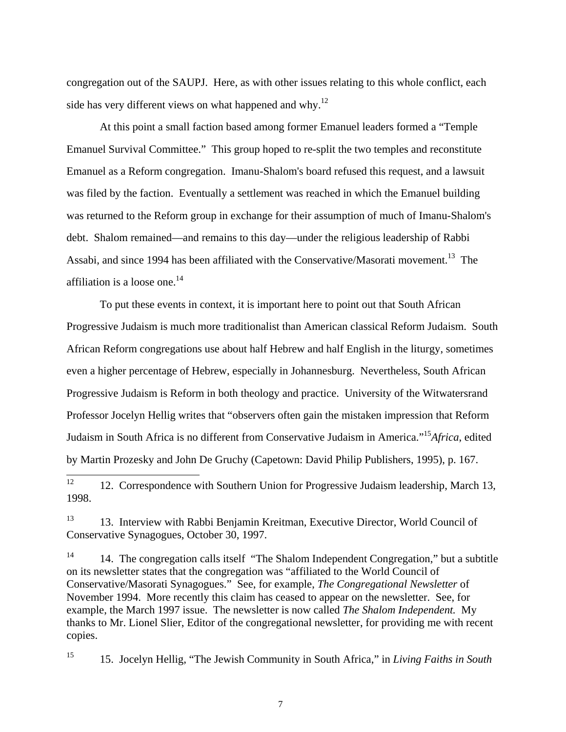congregation out of the SAUPJ. Here, as with other issues relating to this whole conflict, each side has very different views on what happened and why.[12]

At this point a small faction based among former Emanuel leaders formed a "Temple Emanuel Survival Committee." This group hoped to re-split the two temples and reconstitute Emanuel as a Reform congregation. Imanu-Shalom's board refused this request, and a lawsuit was filed by the faction. Eventually a settlement was reached in which the Emanuel building was returned to the Reform group in exchange for their assumption of much of Imanu-Shalom's debt. Shalom remained—and remains to this day—under the religious leadership of Rabbi Assabi, and since 1994 has been affiliated with the Conservative/Masorati movement.[13] The affiliation is a loose one.[14]

To put these events in context, it is important here to point out that South African Progressive Judaism is much more traditionalist than American classical Reform Judaism. South African Reform congregations use about half Hebrew and half English in the liturgy, sometimes even a higher percentage of Hebrew, especially in Johannesburg. Nevertheless, South African Progressive Judaism is Reform in both theology and practice. University of the Witwatersrand Professor Jocelyn Hellig writes that "observers often gain the mistaken impression that Reform Judaism in South Africa is no different from Conservative Judaism in America."[15]

---

12. Correspondence with Southern Union for Progressive Judaism leadership, March 13, 1998.

13. Interview with Rabbi Benjamin Kreitman, Executive Director, World Council of Conservative Synagogues, October 30, 1997.

14. The congregation calls itself "The Shalom Independent Congregation," but a subtitle on its newsletter states that the congregation was "affiliated to the World Council of Conservative/Masorati Synagogues." See, for example, *The Congregational Newsletter* of November 1994. More recently this claim has ceased to appear on the newsletter. See, for example, the March 1997 issue. The newsletter is now called *The Shalom Independent.* My thanks to Mr. Lionel Slier, Editor of the congregational newsletter, for providing me with recent copies.

15. Jocelyn Hellig, "The Jewish Community in South Africa," in *Living Faiths in South Africa*, edited by Martin Prozesky and John De Gruchy (Capetown: David Philip Publishers, 1995), p. 167.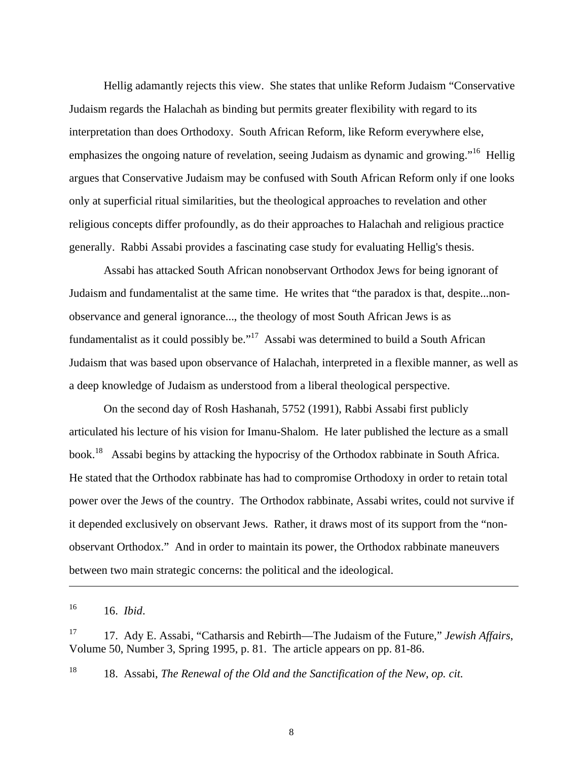Hellig adamantly rejects this view. She states that unlike Reform Judaism "Conservative Judaism regards the Halachah as binding but permits greater flexibility with regard to its interpretation than does Orthodoxy. South African Reform, like Reform everywhere else, emphasizes the ongoing nature of revelation, seeing Judaism as dynamic and growing."[16] Hellig argues that Conservative Judaism may be confused with South African Reform only if one looks only at superficial ritual similarities, but the theological approaches to revelation and other religious concepts differ profoundly, as do their approaches to Halachah and religious practice generally. Rabbi Assabi provides a fascinating case study for evaluating Hellig's thesis.

Assabi has attacked South African nonobservant Orthodox Jews for being ignorant of Judaism and fundamentalist at the same time. He writes that "the paradox is that, despite...non-observance and general ignorance..., the theology of most South African Jews is as fundamentalist as it could possibly be."[17] Assabi was determined to build a South African Judaism that was based upon observance of Halachah, interpreted in a flexible manner, as well as a deep knowledge of Judaism as understood from a liberal theological perspective.

On the second day of Rosh Hashanah, 5752 (1991), Rabbi Assabi first publicly articulated his lecture of his vision for Imanu-Shalom. He later published the lecture as a small book.[18] Assabi begins by attacking the hypocrisy of the Orthodox rabbinate in South Africa. He stated that the Orthodox rabbinate has had to compromise Orthodoxy in order to retain total power over the Jews of the country. The Orthodox rabbinate, Assabi writes, could not survive if it depended exclusively on observant Jews. Rather, it draws most of its support from the "non-observant Orthodox." And in order to maintain its power, the Orthodox rabbinate maneuvers between two main strategic concerns: the political and the ideological.

---

[16] 16. *Ibid*.

[17] 17. Ady E. Assabi, "Catharsis and Rebirth—The Judaism of the Future," *Jewish Affairs*, Volume 50, Number 3, Spring 1995, p. 81. The article appears on pp. 81-86.

[18] 18. Assabi, *The Renewal of the Old and the Sanctification of the New*, *op. cit.*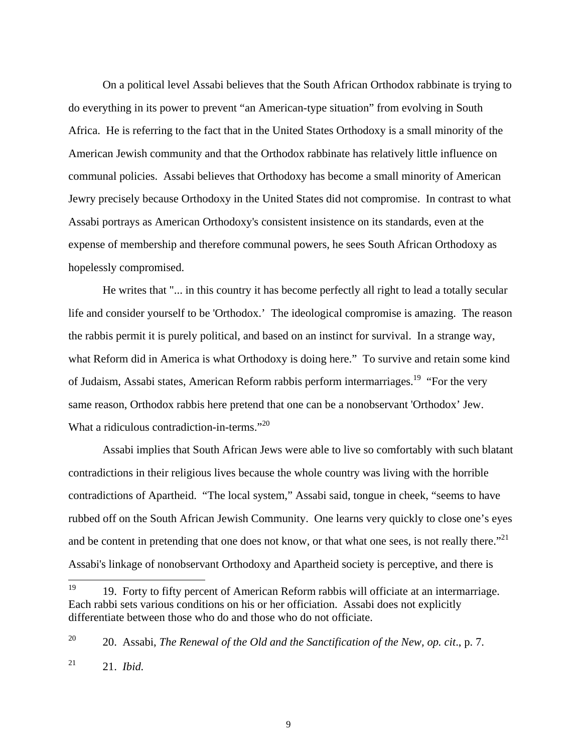On a political level Assabi believes that the South African Orthodox rabbinate is trying to do everything in its power to prevent "an American-type situation" from evolving in South Africa. He is referring to the fact that in the United States Orthodoxy is a small minority of the American Jewish community and that the Orthodox rabbinate has relatively little influence on communal policies. Assabi believes that Orthodoxy has become a small minority of American Jewry precisely because Orthodoxy in the United States did not compromise. In contrast to what Assabi portrays as American Orthodoxy's consistent insistence on its standards, even at the expense of membership and therefore communal powers, he sees South African Orthodoxy as hopelessly compromised.

He writes that "... in this country it has become perfectly all right to lead a totally secular life and consider yourself to be 'Orthodox.' The ideological compromise is amazing. The reason the rabbis permit it is purely political, and based on an instinct for survival. In a strange way, what Reform did in America is what Orthodoxy is doing here." To survive and retain some kind of Judaism, Assabi states, American Reform rabbis perform intermarriages.[19] "For the very same reason, Orthodox rabbis here pretend that one can be a nonobservant 'Orthodox' Jew. What a ridiculous contradiction-in-terms."[20]

Assabi implies that South African Jews were able to live so comfortably with such blatant contradictions in their religious lives because the whole country was living with the horrible contradictions of Apartheid. "The local system," Assabi said, tongue in cheek, "seems to have rubbed off on the South African Jewish Community. One learns very quickly to close one's eyes and be content in pretending that one does not know, or that what one sees, is not really there."[21] Assabi's linkage of nonobservant Orthodoxy and Apartheid society is perceptive, and there is

---

[19] 19. Forty to fifty percent of American Reform rabbis will officiate at an intermarriage. Each rabbi sets various conditions on his or her officiation. Assabi does not explicitly differentiate between those who do and those who do not officiate.

[20] 20. Assabi, *The Renewal of the Old and the Sanctification of the New*, *op. cit*., p. 7.

[21] 21. *Ibid.*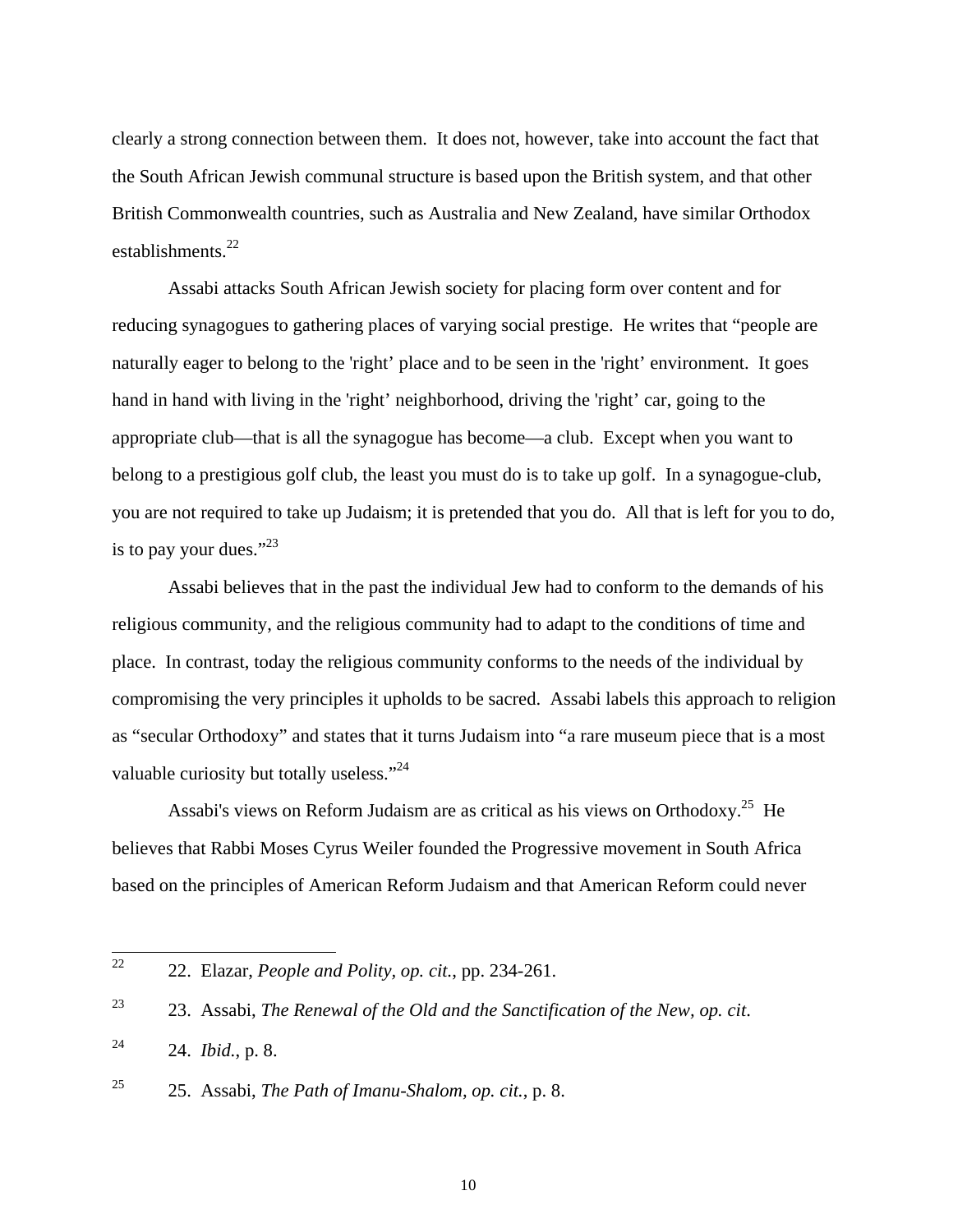clearly a strong connection between them. It does not, however, take into account the fact that the South African Jewish communal structure is based upon the British system, and that other British Commonwealth countries, such as Australia and New Zealand, have similar Orthodox establishments.[22]

Assabi attacks South African Jewish society for placing form over content and for reducing synagogues to gathering places of varying social prestige. He writes that "people are naturally eager to belong to the 'right' place and to be seen in the 'right' environment. It goes hand in hand with living in the 'right' neighborhood, driving the 'right' car, going to the appropriate club—that is all the synagogue has become—a club. Except when you want to belong to a prestigious golf club, the least you must do is to take up golf. In a synagogue-club, you are not required to take up Judaism; it is pretended that you do. All that is left for you to do, is to pay your dues."[23]

Assabi believes that in the past the individual Jew had to conform to the demands of his religious community, and the religious community had to adapt to the conditions of time and place. In contrast, today the religious community conforms to the needs of the individual by compromising the very principles it upholds to be sacred. Assabi labels this approach to religion as "secular Orthodoxy" and states that it turns Judaism into "a rare museum piece that is a most valuable curiosity but totally useless."[24]

Assabi's views on Reform Judaism are as critical as his views on Orthodoxy.[25] He believes that Rabbi Moses Cyrus Weiler founded the Progressive movement in South Africa based on the principles of American Reform Judaism and that American Reform could never

---

[22] 22. Elazar, *People and Polity, op. cit.*, pp. 234-261.

[23] 23. Assabi, *The Renewal of the Old and the Sanctification of the New, op. cit*.

[24] 24. *Ibid.*, p. 8.

[25] 25. Assabi, *The Path of Imanu-Shalom, op. cit.*, p. 8.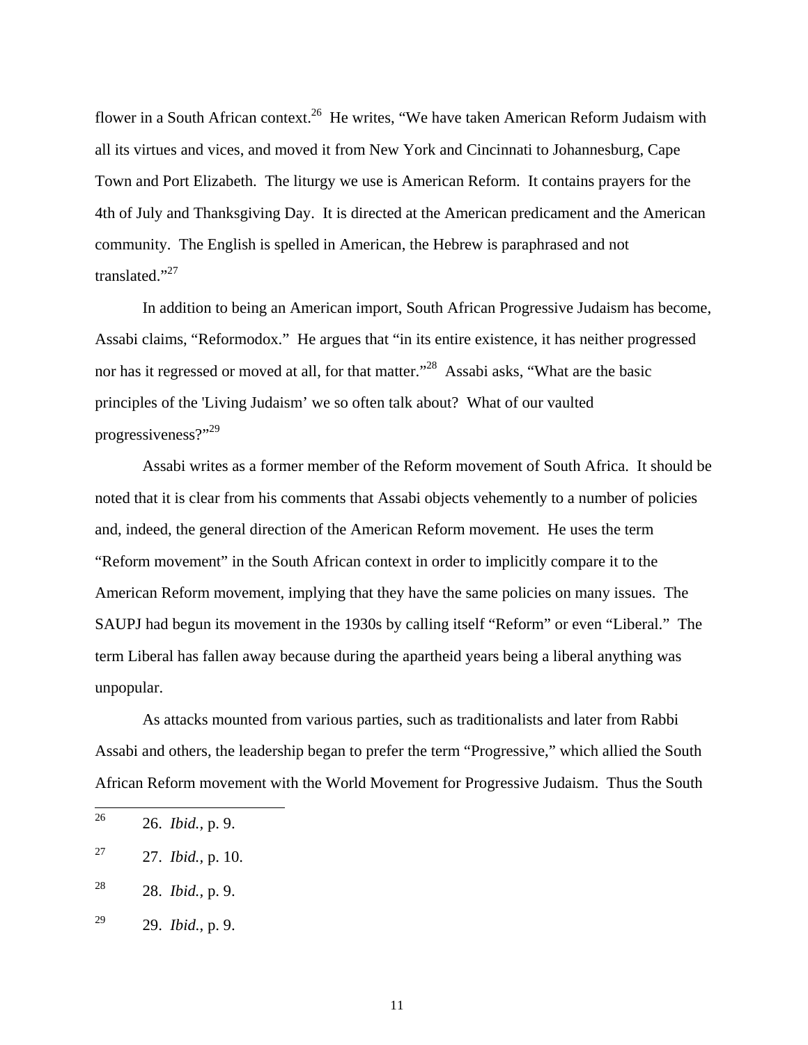flower in a South African context.[26] He writes, "We have taken American Reform Judaism with all its virtues and vices, and moved it from New York and Cincinnati to Johannesburg, Cape Town and Port Elizabeth. The liturgy we use is American Reform. It contains prayers for the 4th of July and Thanksgiving Day. It is directed at the American predicament and the American community. The English is spelled in American, the Hebrew is paraphrased and not translated."[27]

In addition to being an American import, South African Progressive Judaism has become, Assabi claims, "Reformodox." He argues that "in its entire existence, it has neither progressed nor has it regressed or moved at all, for that matter."[28] Assabi asks, "What are the basic principles of the 'Living Judaism' we so often talk about? What of our vaulted progressiveness?"[29]

Assabi writes as a former member of the Reform movement of South Africa. It should be noted that it is clear from his comments that Assabi objects vehemently to a number of policies and, indeed, the general direction of the American Reform movement. He uses the term "Reform movement" in the South African context in order to implicitly compare it to the American Reform movement, implying that they have the same policies on many issues. The SAUPJ had begun its movement in the 1930s by calling itself "Reform" or even "Liberal." The term Liberal has fallen away because during the apartheid years being a liberal anything was unpopular.

As attacks mounted from various parties, such as traditionalists and later from Rabbi Assabi and others, the leadership began to prefer the term "Progressive," which allied the South African Reform movement with the World Movement for Progressive Judaism. Thus the South

---

[26] 26. *Ibid.*, p. 9.

[27] 27. *Ibid.*, p. 10.

[28] 28. *Ibid.*, p. 9.

[29] 29. *Ibid.*, p. 9.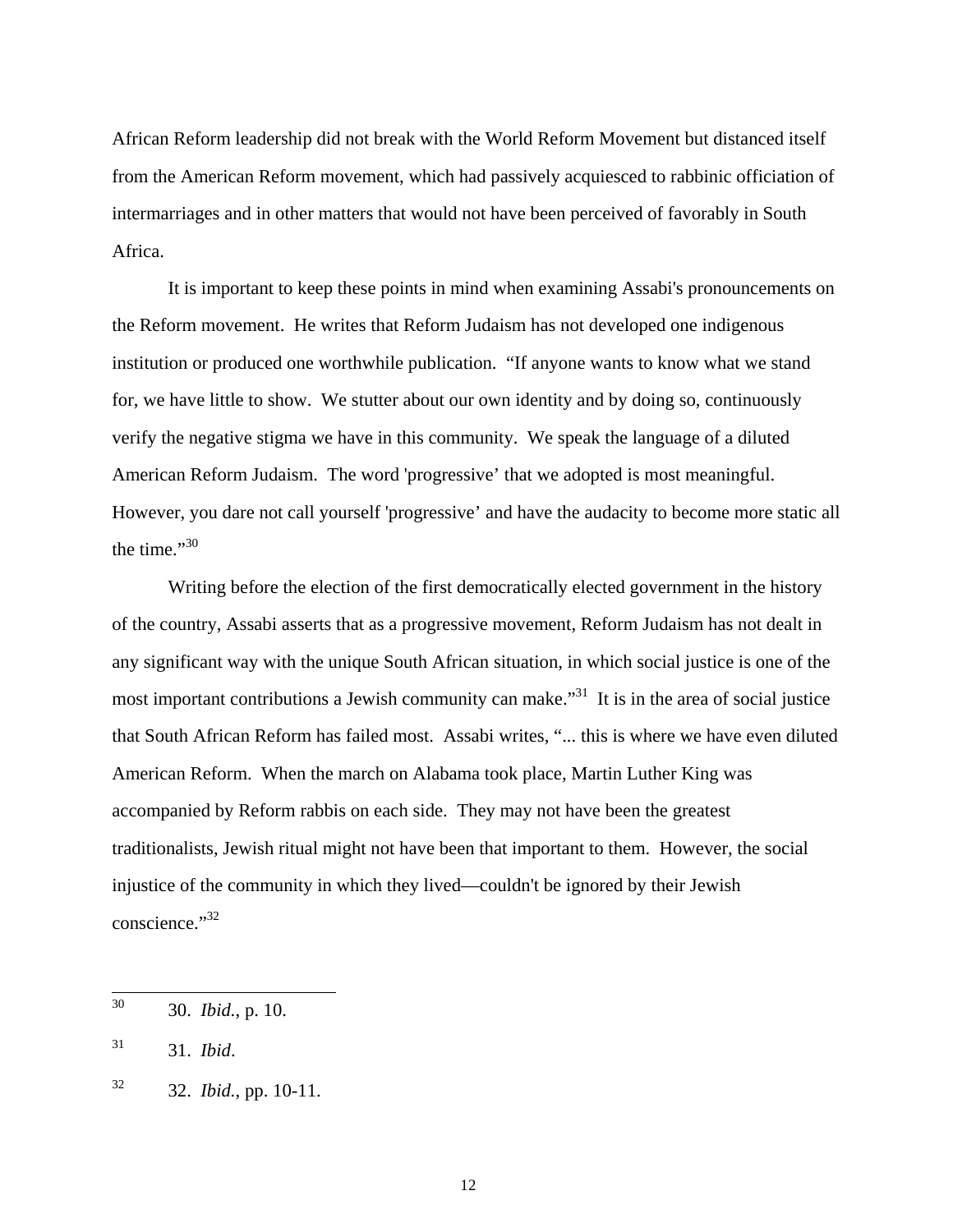African Reform leadership did not break with the World Reform Movement but distanced itself from the American Reform movement, which had passively acquiesced to rabbinic officiation of intermarriages and in other matters that would not have been perceived of favorably in South Africa.

It is important to keep these points in mind when examining Assabi's pronouncements on the Reform movement. He writes that Reform Judaism has not developed one indigenous institution or produced one worthwhile publication. "If anyone wants to know what we stand for, we have little to show. We stutter about our own identity and by doing so, continuously verify the negative stigma we have in this community. We speak the language of a diluted American Reform Judaism. The word 'progressive' that we adopted is most meaningful. However, you dare not call yourself 'progressive' and have the audacity to become more static all the time."[30]

Writing before the election of the first democratically elected government in the history of the country, Assabi asserts that as a progressive movement, Reform Judaism has not dealt in any significant way with the unique South African situation, in which social justice is one of the most important contributions a Jewish community can make."[31] It is in the area of social justice that South African Reform has failed most. Assabi writes, "... this is where we have even diluted American Reform. When the march on Alabama took place, Martin Luther King was accompanied by Reform rabbis on each side. They may not have been the greatest traditionalists, Jewish ritual might not have been that important to them. However, the social injustice of the community in which they lived—couldn't be ignored by their Jewish conscience."[32]

---

[30] 30. *Ibid.*, p. 10.

[31] 31. *Ibid.*

[32] 32. *Ibid.*, pp. 10-11.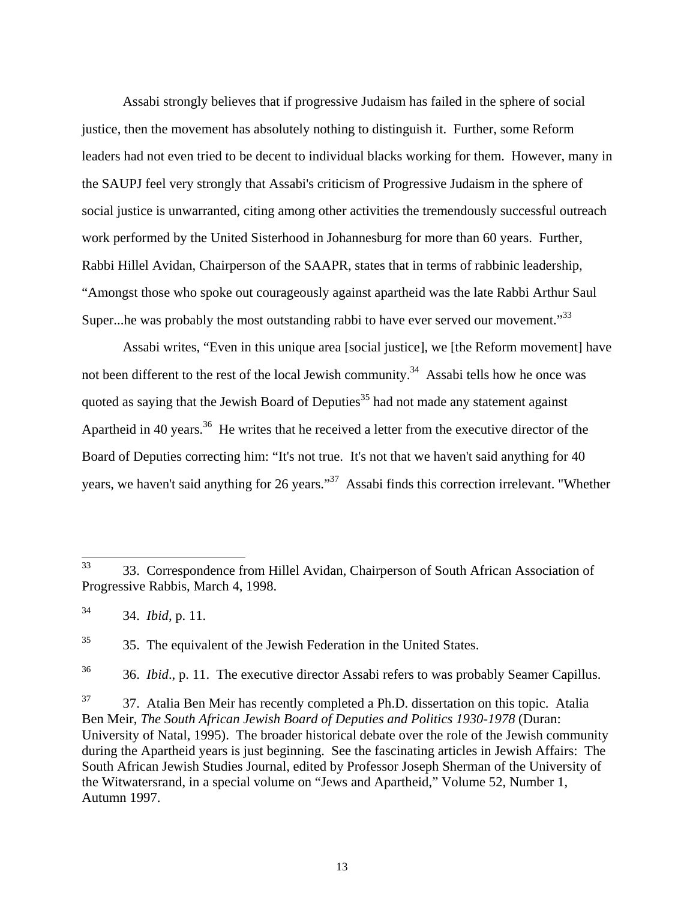Assabi strongly believes that if progressive Judaism has failed in the sphere of social justice, then the movement has absolutely nothing to distinguish it. Further, some Reform leaders had not even tried to be decent to individual blacks working for them. However, many in the SAUPJ feel very strongly that Assabi's criticism of Progressive Judaism in the sphere of social justice is unwarranted, citing among other activities the tremendously successful outreach work performed by the United Sisterhood in Johannesburg for more than 60 years. Further, Rabbi Hillel Avidan, Chairperson of the SAAPR, states that in terms of rabbinic leadership, "Amongst those who spoke out courageously against apartheid was the late Rabbi Arthur Saul Super...he was probably the most outstanding rabbi to have ever served our movement."[33]

Assabi writes, "Even in this unique area [social justice], we [the Reform movement] have not been different to the rest of the local Jewish community.[34] Assabi tells how he once was quoted as saying that the Jewish Board of Deputies[35] had not made any statement against Apartheid in 40 years.[36] He writes that he received a letter from the executive director of the Board of Deputies correcting him: "It's not true. It's not that we haven't said anything for 40 years, we haven't said anything for 26 years."[37] Assabi finds this correction irrelevant. "Whether

---

[33] 33. Correspondence from Hillel Avidan, Chairperson of South African Association of Progressive Rabbis, March 4, 1998.

[34] 34. *Ibid*, p. 11.

[35] 35. The equivalent of the Jewish Federation in the United States.

[36] 36. *Ibid*., p. 11. The executive director Assabi refers to was probably Seamer Capillus.

[37] 37. Atalia Ben Meir has recently completed a Ph.D. dissertation on this topic. Atalia Ben Meir, *The South African Jewish Board of Deputies and Politics 1930-1978* (Duran: University of Natal, 1995). The broader historical debate over the role of the Jewish community during the Apartheid years is just beginning. See the fascinating articles in Jewish Affairs: The South African Jewish Studies Journal, edited by Professor Joseph Sherman of the University of the Witwatersrand, in a special volume on "Jews and Apartheid," Volume 52, Number 1, Autumn 1997.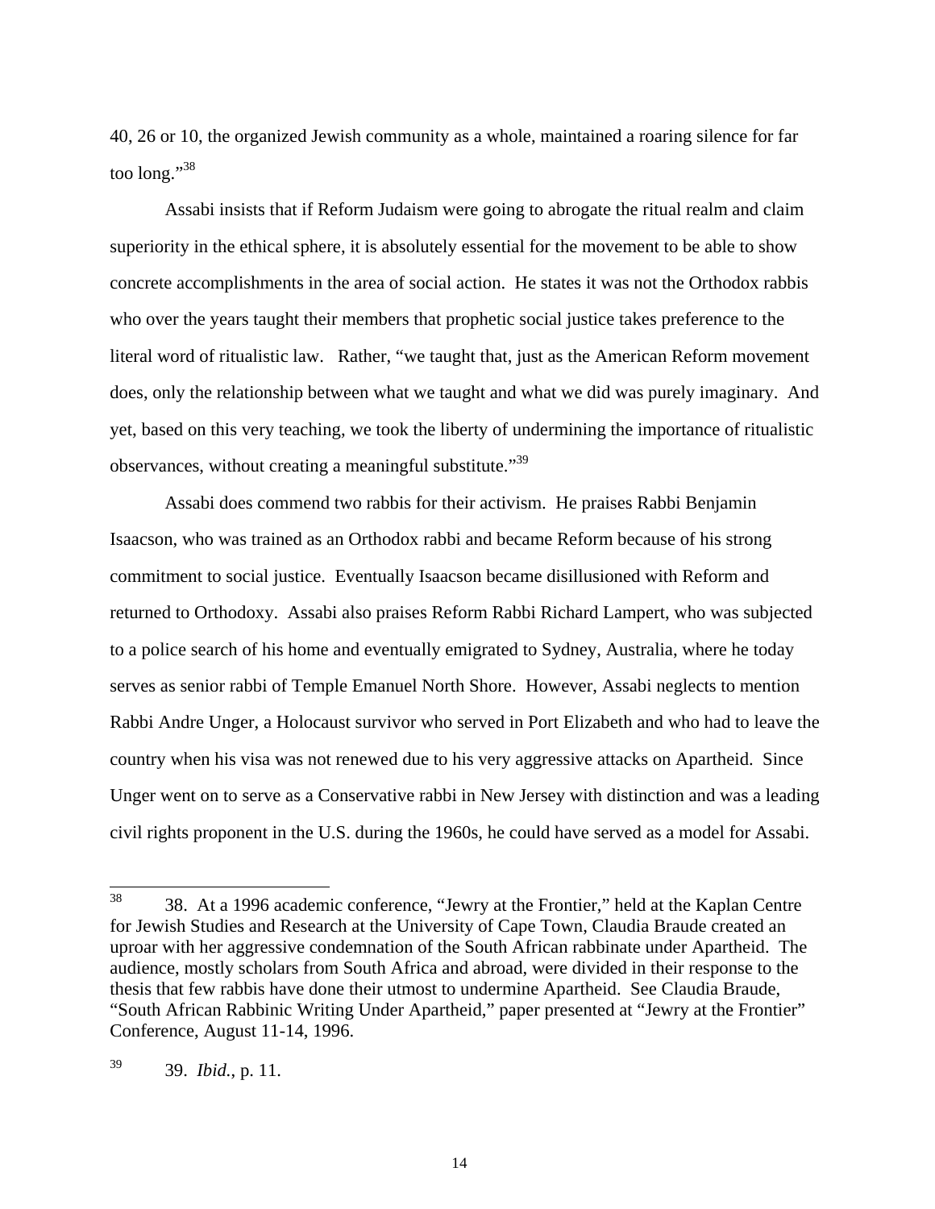40, 26 or 10, the organized Jewish community as a whole, maintained a roaring silence for far too long."[38]

Assabi insists that if Reform Judaism were going to abrogate the ritual realm and claim superiority in the ethical sphere, it is absolutely essential for the movement to be able to show concrete accomplishments in the area of social action. He states it was not the Orthodox rabbis who over the years taught their members that prophetic social justice takes preference to the literal word of ritualistic law. Rather, "we taught that, just as the American Reform movement does, only the relationship between what we taught and what we did was purely imaginary. And yet, based on this very teaching, we took the liberty of undermining the importance of ritualistic observances, without creating a meaningful substitute."[39]

Assabi does commend two rabbis for their activism. He praises Rabbi Benjamin Isaacson, who was trained as an Orthodox rabbi and became Reform because of his strong commitment to social justice. Eventually Isaacson became disillusioned with Reform and returned to Orthodoxy. Assabi also praises Reform Rabbi Richard Lampert, who was subjected to a police search of his home and eventually emigrated to Sydney, Australia, where he today serves as senior rabbi of Temple Emanuel North Shore. However, Assabi neglects to mention Rabbi Andre Unger, a Holocaust survivor who served in Port Elizabeth and who had to leave the country when his visa was not renewed due to his very aggressive attacks on Apartheid. Since Unger went on to serve as a Conservative rabbi in New Jersey with distinction and was a leading civil rights proponent in the U.S. during the 1960s, he could have served as a model for Assabi.

---

[38] 38. At a 1996 academic conference, "Jewry at the Frontier," held at the Kaplan Centre for Jewish Studies and Research at the University of Cape Town, Claudia Braude created an uproar with her aggressive condemnation of the South African rabbinate under Apartheid. The audience, mostly scholars from South Africa and abroad, were divided in their response to the thesis that few rabbis have done their utmost to undermine Apartheid. See Claudia Braude, "South African Rabbinic Writing Under Apartheid," paper presented at "Jewry at the Frontier" Conference, August 11-14, 1996.

[39] 39. *Ibid.*, p. 11.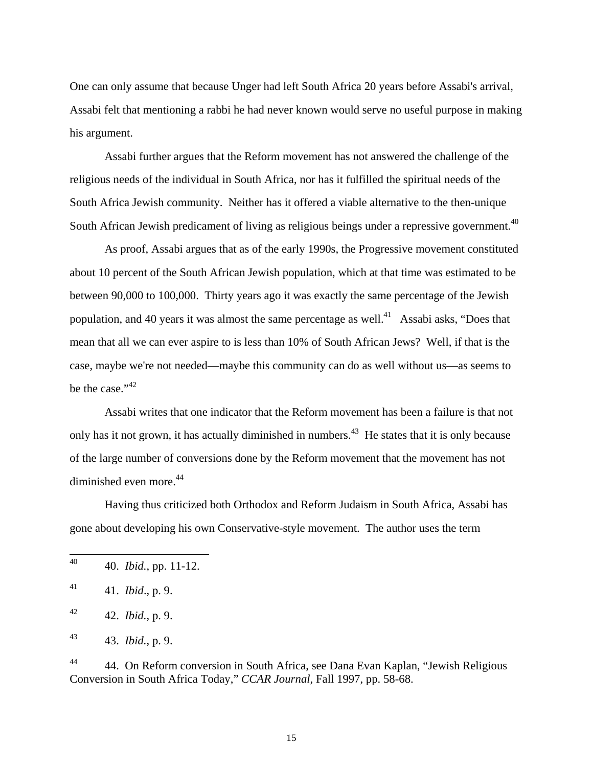One can only assume that because Unger had left South Africa 20 years before Assabi's arrival, Assabi felt that mentioning a rabbi he had never known would serve no useful purpose in making his argument.

Assabi further argues that the Reform movement has not answered the challenge of the religious needs of the individual in South Africa, nor has it fulfilled the spiritual needs of the South Africa Jewish community. Neither has it offered a viable alternative to the then-unique South African Jewish predicament of living as religious beings under a repressive government.[40]

As proof, Assabi argues that as of the early 1990s, the Progressive movement constituted about 10 percent of the South African Jewish population, which at that time was estimated to be between 90,000 to 100,000. Thirty years ago it was exactly the same percentage of the Jewish population, and 40 years it was almost the same percentage as well.[41] Assabi asks, "Does that mean that all we can ever aspire to is less than 10% of South African Jews? Well, if that is the case, maybe we're not needed—maybe this community can do as well without us—as seems to be the case."[42]

Assabi writes that one indicator that the Reform movement has been a failure is that not only has it not grown, it has actually diminished in numbers.[43] He states that it is only because of the large number of conversions done by the Reform movement that the movement has not diminished even more.[44]

Having thus criticized both Orthodox and Reform Judaism in South Africa, Assabi has gone about developing his own Conservative-style movement. The author uses the term

---

[40] 40. *Ibid.*, pp. 11-12.

[41] 41. *Ibid.*, p. 9.

[42] 42. *Ibid.*, p. 9.

[43] 43. *Ibid.*, p. 9.

[44] 44. On Reform conversion in South Africa, see Dana Evan Kaplan, "Jewish Religious Conversion in South Africa Today," *CCAR Journal*, Fall 1997, pp. 58-68.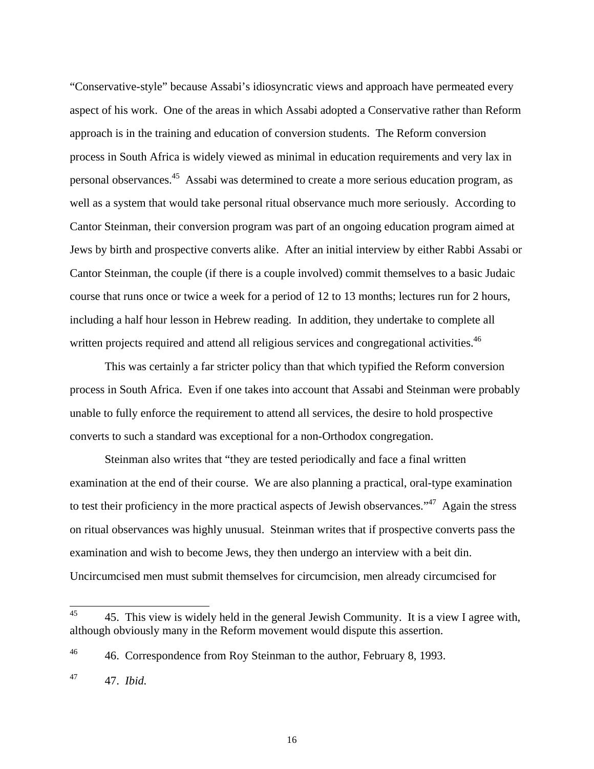"Conservative-style" because Assabi's idiosyncratic views and approach have permeated every aspect of his work. One of the areas in which Assabi adopted a Conservative rather than Reform approach is in the training and education of conversion students. The Reform conversion process in South Africa is widely viewed as minimal in education requirements and very lax in personal observances.[45] Assabi was determined to create a more serious education program, as well as a system that would take personal ritual observance much more seriously. According to Cantor Steinman, their conversion program was part of an ongoing education program aimed at Jews by birth and prospective converts alike. After an initial interview by either Rabbi Assabi or Cantor Steinman, the couple (if there is a couple involved) commit themselves to a basic Judaic course that runs once or twice a week for a period of 12 to 13 months; lectures run for 2 hours, including a half hour lesson in Hebrew reading. In addition, they undertake to complete all written projects required and attend all religious services and congregational activities.[46]

This was certainly a far stricter policy than that which typified the Reform conversion process in South Africa. Even if one takes into account that Assabi and Steinman were probably unable to fully enforce the requirement to attend all services, the desire to hold prospective converts to such a standard was exceptional for a non-Orthodox congregation.

Steinman also writes that "they are tested periodically and face a final written examination at the end of their course. We are also planning a practical, oral-type examination to test their proficiency in the more practical aspects of Jewish observances."[47] Again the stress on ritual observances was highly unusual. Steinman writes that if prospective converts pass the examination and wish to become Jews, they then undergo an interview with a beit din. Uncircumcised men must submit themselves for circumcision, men already circumcised for

---

[45] 45. This view is widely held in the general Jewish Community. It is a view I agree with, although obviously many in the Reform movement would dispute this assertion.

[46] 46. Correspondence from Roy Steinman to the author, February 8, 1993.

[47] 47. *Ibid.*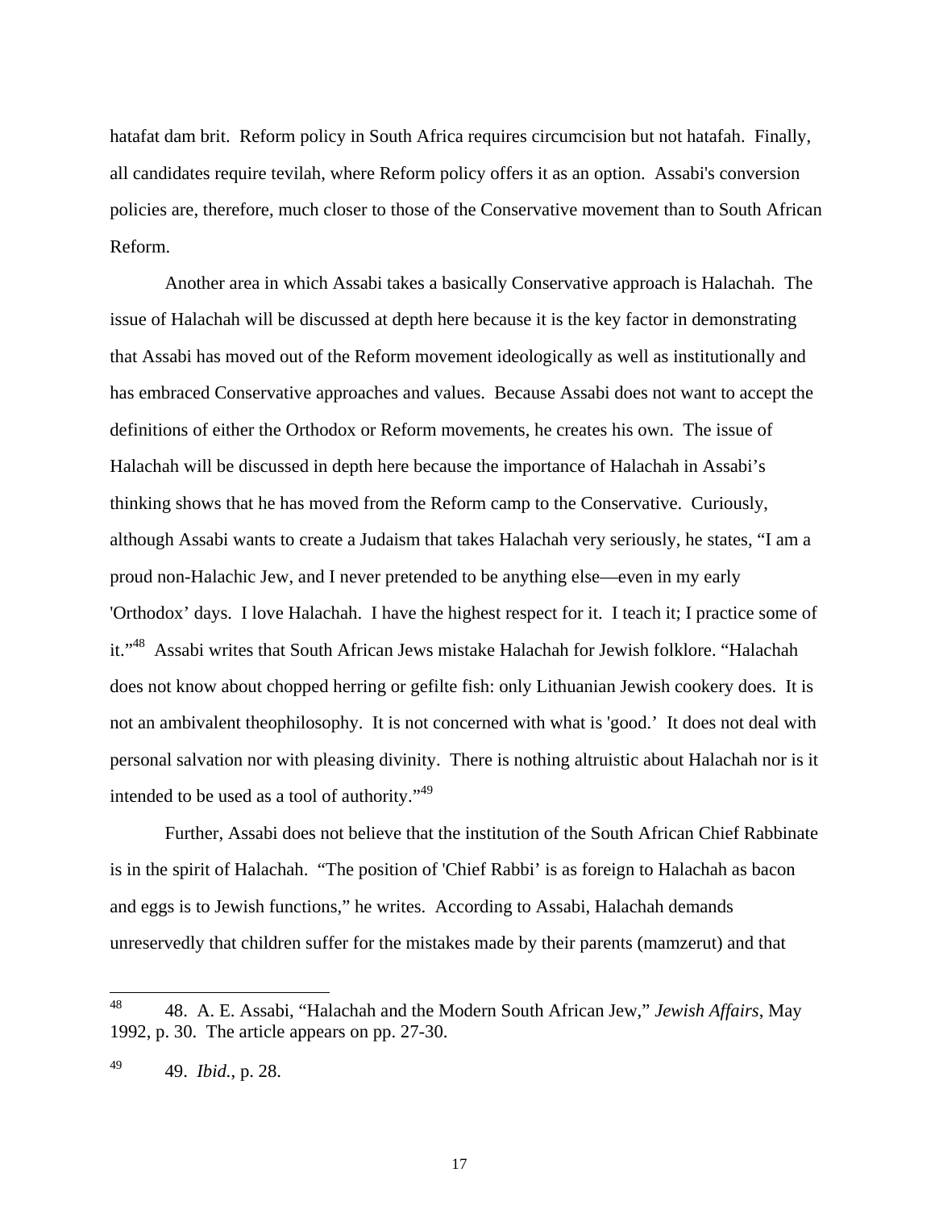hatafat dam brit. Reform policy in South Africa requires circumcision but not hatafah. Finally, all candidates require tevilah, where Reform policy offers it as an option. Assabi's conversion policies are, therefore, much closer to those of the Conservative movement than to South African Reform.

Another area in which Assabi takes a basically Conservative approach is Halachah. The issue of Halachah will be discussed at depth here because it is the key factor in demonstrating that Assabi has moved out of the Reform movement ideologically as well as institutionally and has embraced Conservative approaches and values. Because Assabi does not want to accept the definitions of either the Orthodox or Reform movements, he creates his own. The issue of Halachah will be discussed in depth here because the importance of Halachah in Assabi's thinking shows that he has moved from the Reform camp to the Conservative. Curiously, although Assabi wants to create a Judaism that takes Halachah very seriously, he states, "I am a proud non-Halachic Jew, and I never pretended to be anything else—even in my early 'Orthodox' days. I love Halachah. I have the highest respect for it. I teach it; I practice some of it."[48] Assabi writes that South African Jews mistake Halachah for Jewish folklore. "Halachah does not know about chopped herring or gefilte fish: only Lithuanian Jewish cookery does. It is not an ambivalent theophilosophy. It is not concerned with what is 'good.' It does not deal with personal salvation nor with pleasing divinity. There is nothing altruistic about Halachah nor is it intended to be used as a tool of authority."[49]

Further, Assabi does not believe that the institution of the South African Chief Rabbinate is in the spirit of Halachah. "The position of 'Chief Rabbi' is as foreign to Halachah as bacon and eggs is to Jewish functions," he writes. According to Assabi, Halachah demands unreservedly that children suffer for the mistakes made by their parents (mamzerut) and that

---

[48] 48. A. E. Assabi, "Halachah and the Modern South African Jew," *Jewish Affairs*, May 1992, p. 30. The article appears on pp. 27-30.

[49] 49. *Ibid.*, p. 28.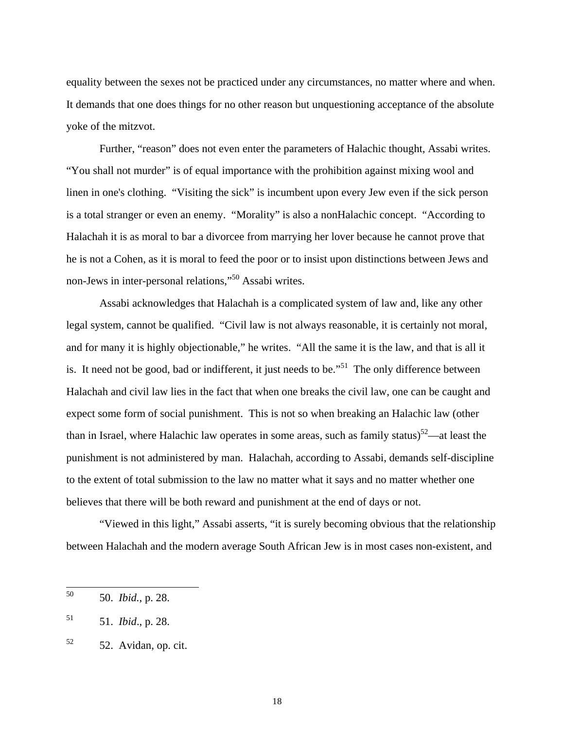equality between the sexes not be practiced under any circumstances, no matter where and when. It demands that one does things for no other reason but unquestioning acceptance of the absolute yoke of the mitzvot.

Further, "reason" does not even enter the parameters of Halachic thought, Assabi writes. "You shall not murder" is of equal importance with the prohibition against mixing wool and linen in one's clothing. "Visiting the sick" is incumbent upon every Jew even if the sick person is a total stranger or even an enemy. "Morality" is also a nonHalachic concept. "According to Halachah it is as moral to bar a divorcee from marrying her lover because he cannot prove that he is not a Cohen, as it is moral to feed the poor or to insist upon distinctions between Jews and non-Jews in inter-personal relations,"[50] Assabi writes.

Assabi acknowledges that Halachah is a complicated system of law and, like any other legal system, cannot be qualified. "Civil law is not always reasonable, it is certainly not moral, and for many it is highly objectionable," he writes. "All the same it is the law, and that is all it is. It need not be good, bad or indifferent, it just needs to be."[51] The only difference between Halachah and civil law lies in the fact that when one breaks the civil law, one can be caught and expect some form of social punishment. This is not so when breaking an Halachic law (other than in Israel, where Halachic law operates in some areas, such as family status)[52]—at least the punishment is not administered by man. Halachah, according to Assabi, demands self-discipline to the extent of total submission to the law no matter what it says and no matter whether one believes that there will be both reward and punishment at the end of days or not.

"Viewed in this light," Assabi asserts, "it is surely becoming obvious that the relationship between Halachah and the modern average South African Jew is in most cases non-existent, and

---

[50] 50. *Ibid.*, p. 28.

[51] 51. *Ibid*., p. 28.

[52] 52. Avidan, op. cit.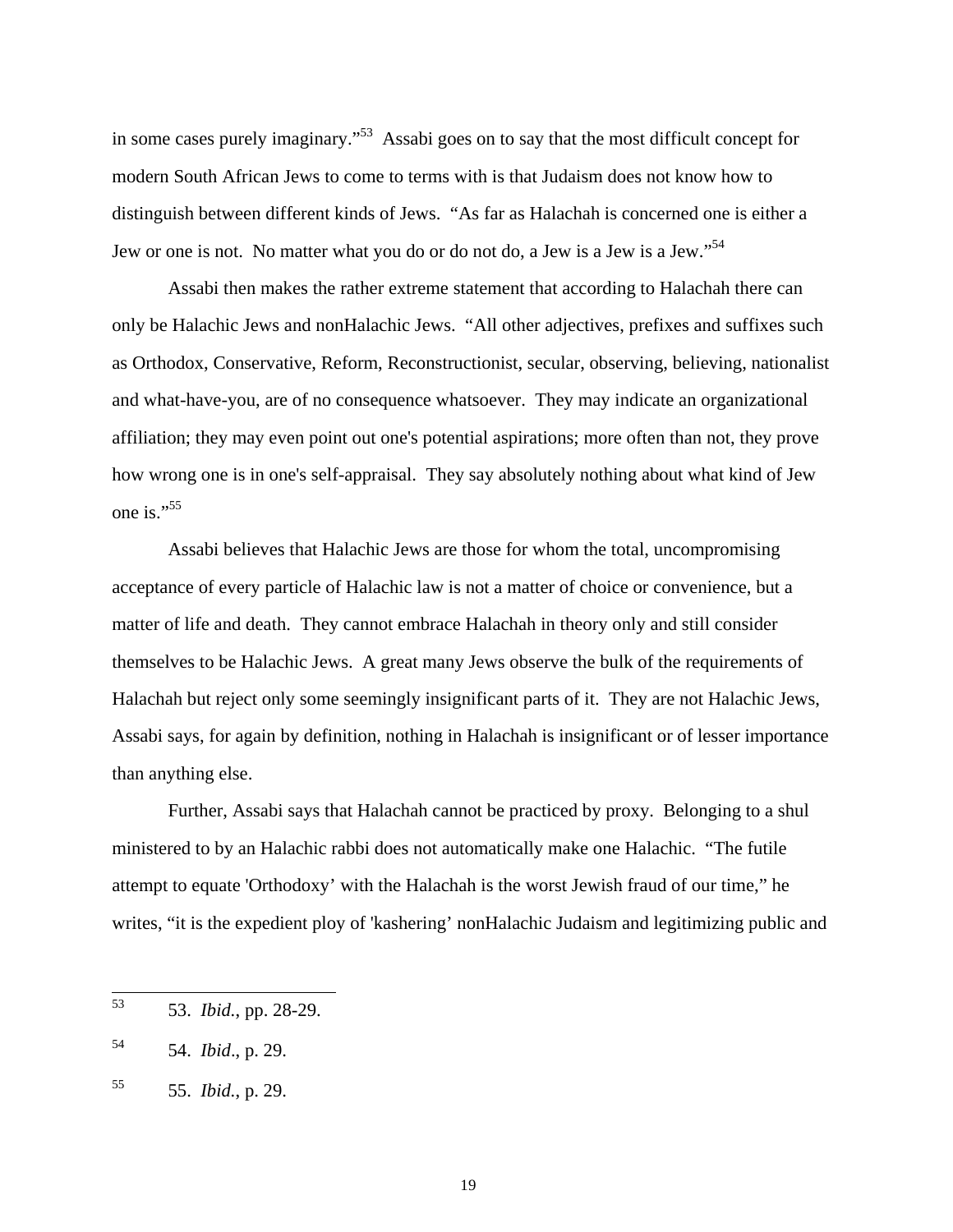in some cases purely imaginary."[53] Assabi goes on to say that the most difficult concept for modern South African Jews to come to terms with is that Judaism does not know how to distinguish between different kinds of Jews. "As far as Halachah is concerned one is either a Jew or one is not. No matter what you do or do not do, a Jew is a Jew is a Jew."[54]

Assabi then makes the rather extreme statement that according to Halachah there can only be Halachic Jews and nonHalachic Jews. "All other adjectives, prefixes and suffixes such as Orthodox, Conservative, Reform, Reconstructionist, secular, observing, believing, nationalist and what-have-you, are of no consequence whatsoever. They may indicate an organizational affiliation; they may even point out one's potential aspirations; more often than not, they prove how wrong one is in one's self-appraisal. They say absolutely nothing about what kind of Jew one is."[55]

Assabi believes that Halachic Jews are those for whom the total, uncompromising acceptance of every particle of Halachic law is not a matter of choice or convenience, but a matter of life and death. They cannot embrace Halachah in theory only and still consider themselves to be Halachic Jews. A great many Jews observe the bulk of the requirements of Halachah but reject only some seemingly insignificant parts of it. They are not Halachic Jews, Assabi says, for again by definition, nothing in Halachah is insignificant or of lesser importance than anything else.

Further, Assabi says that Halachah cannot be practiced by proxy. Belonging to a shul ministered to by an Halachic rabbi does not automatically make one Halachic. "The futile attempt to equate 'Orthodoxy' with the Halachah is the worst Jewish fraud of our time," he writes, "it is the expedient ploy of 'kashering' nonHalachic Judaism and legitimizing public and

---

[53] 53. *Ibid.*, pp. 28-29.

[54] 54. *Ibid.*, p. 29.

[55] 55. *Ibid.*, p. 29.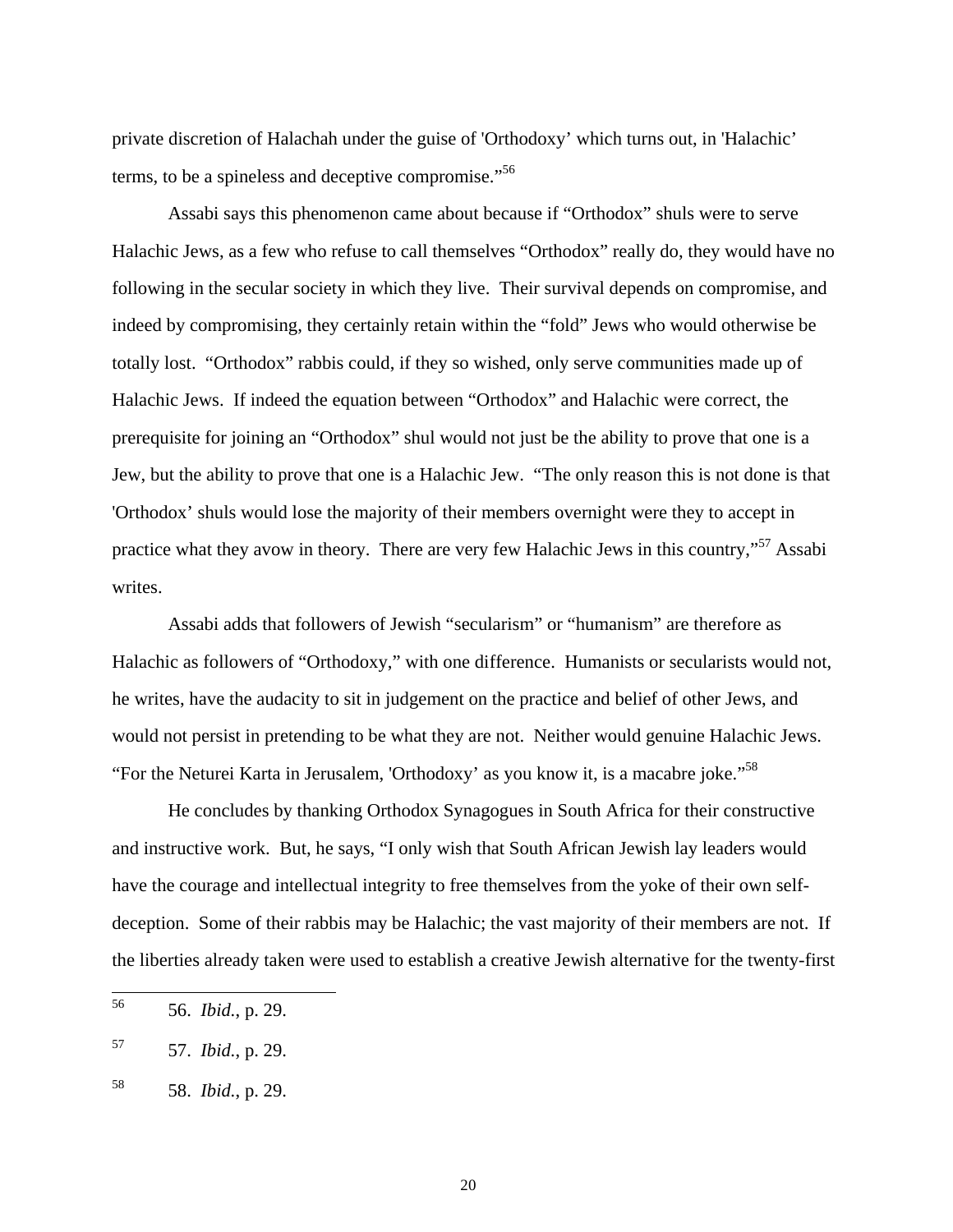private discretion of Halachah under the guise of 'Orthodoxy' which turns out, in 'Halachic' terms, to be a spineless and deceptive compromise."[56]

Assabi says this phenomenon came about because if "Orthodox" shuls were to serve Halachic Jews, as a few who refuse to call themselves "Orthodox" really do, they would have no following in the secular society in which they live. Their survival depends on compromise, and indeed by compromising, they certainly retain within the "fold" Jews who would otherwise be totally lost. "Orthodox" rabbis could, if they so wished, only serve communities made up of Halachic Jews. If indeed the equation between "Orthodox" and Halachic were correct, the prerequisite for joining an "Orthodox" shul would not just be the ability to prove that one is a Jew, but the ability to prove that one is a Halachic Jew. "The only reason this is not done is that 'Orthodox' shuls would lose the majority of their members overnight were they to accept in practice what they avow in theory. There are very few Halachic Jews in this country,"[57] Assabi writes.

Assabi adds that followers of Jewish "secularism" or "humanism" are therefore as Halachic as followers of "Orthodoxy," with one difference. Humanists or secularists would not, he writes, have the audacity to sit in judgement on the practice and belief of other Jews, and would not persist in pretending to be what they are not. Neither would genuine Halachic Jews. "For the Neturei Karta in Jerusalem, 'Orthodoxy' as you know it, is a macabre joke."[58]

He concludes by thanking Orthodox Synagogues in South Africa for their constructive and instructive work. But, he says, "I only wish that South African Jewish lay leaders would have the courage and intellectual integrity to free themselves from the yoke of their own self-deception. Some of their rabbis may be Halachic; the vast majority of their members are not. If the liberties already taken were used to establish a creative Jewish alternative for the twenty-first

---

[56] 56. *Ibid.*, p. 29.

[57] 57. *Ibid.*, p. 29.

[58] 58. *Ibid.*, p. 29.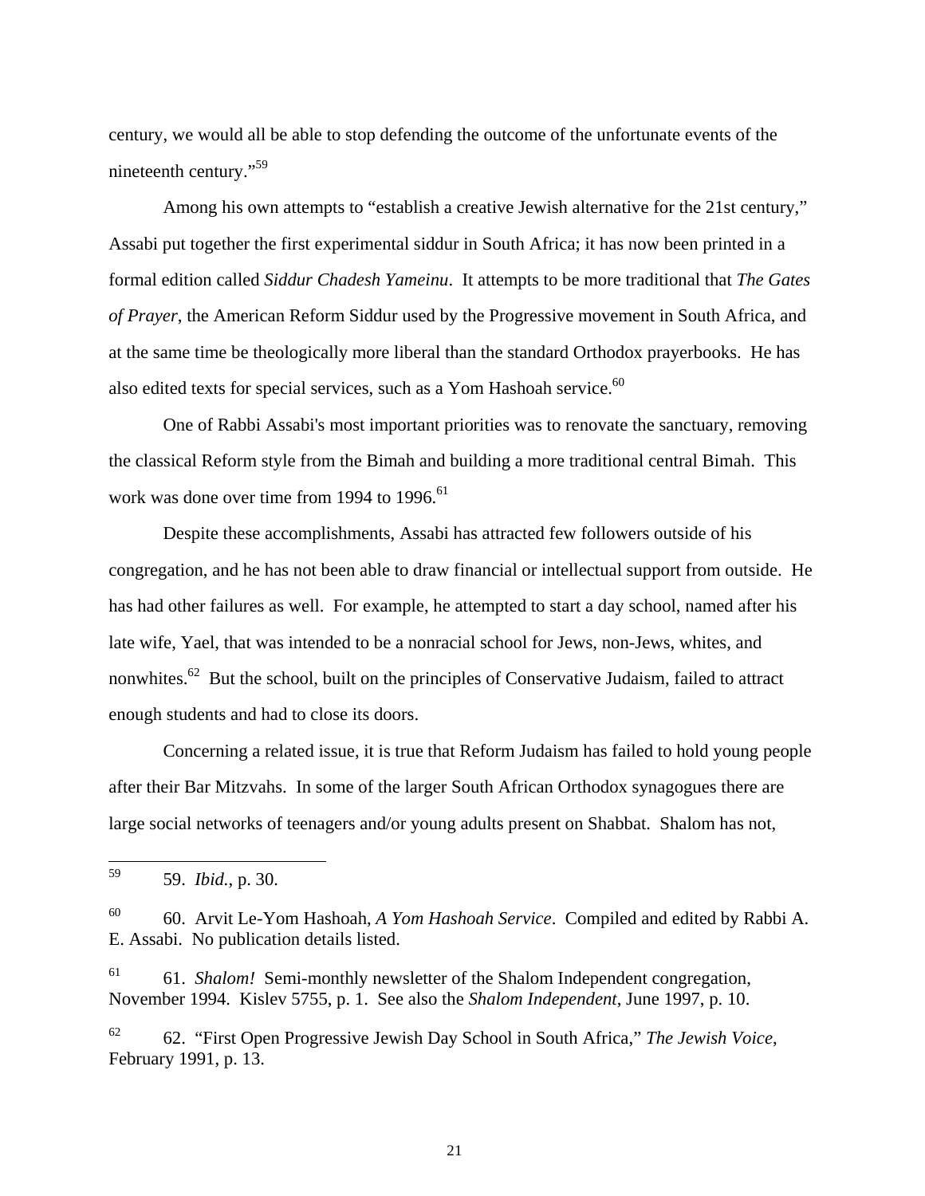century, we would all be able to stop defending the outcome of the unfortunate events of the nineteenth century."[59]

Among his own attempts to "establish a creative Jewish alternative for the 21st century," Assabi put together the first experimental siddur in South Africa; it has now been printed in a formal edition called *Siddur Chadesh Yameinu*. It attempts to be more traditional that *The Gates of Prayer*, the American Reform Siddur used by the Progressive movement in South Africa, and at the same time be theologically more liberal than the standard Orthodox prayerbooks. He has also edited texts for special services, such as a Yom Hashoah service.[60]

One of Rabbi Assabi's most important priorities was to renovate the sanctuary, removing the classical Reform style from the Bimah and building a more traditional central Bimah. This work was done over time from 1994 to 1996.[61]

Despite these accomplishments, Assabi has attracted few followers outside of his congregation, and he has not been able to draw financial or intellectual support from outside. He has had other failures as well. For example, he attempted to start a day school, named after his late wife, Yael, that was intended to be a nonracial school for Jews, non-Jews, whites, and nonwhites.[62] But the school, built on the principles of Conservative Judaism, failed to attract enough students and had to close its doors.

Concerning a related issue, it is true that Reform Judaism has failed to hold young people after their Bar Mitzvahs. In some of the larger South African Orthodox synagogues there are large social networks of teenagers and/or young adults present on Shabbat. Shalom has not,

---

[59] 59. *Ibid.*, p. 30.

[60] 60. Arvit Le-Yom Hashoah, *A Yom Hashoah Service*. Compiled and edited by Rabbi A. E. Assabi. No publication details listed.

[61] 61. *Shalom!* Semi-monthly newsletter of the Shalom Independent congregation, November 1994. Kislev 5755, p. 1. See also the *Shalom Independent*, June 1997, p. 10.

[62] 62. "First Open Progressive Jewish Day School in South Africa," *The Jewish Voice*, February 1991, p. 13.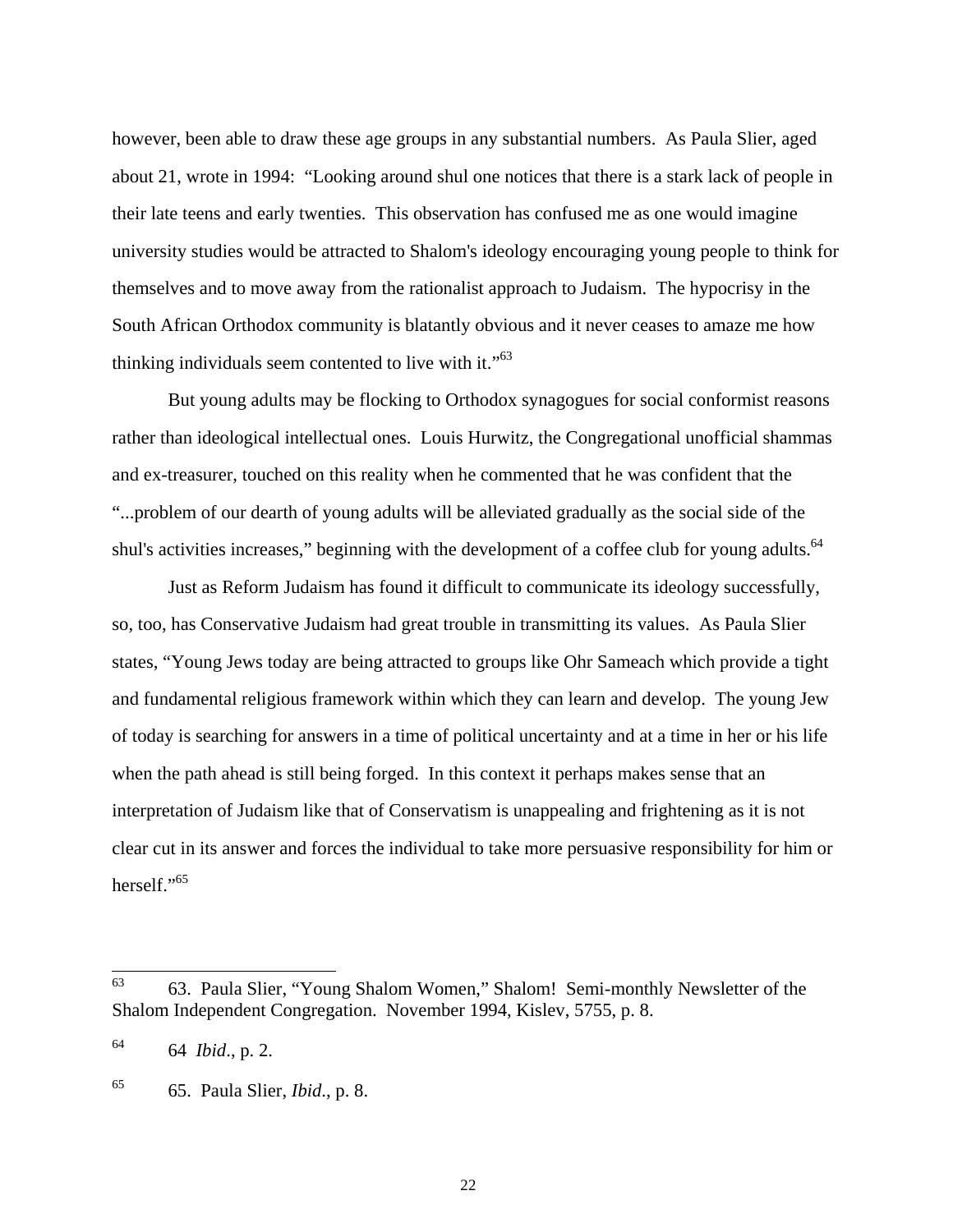however, been able to draw these age groups in any substantial numbers. As Paula Slier, aged about 21, wrote in 1994: "Looking around shul one notices that there is a stark lack of people in their late teens and early twenties. This observation has confused me as one would imagine university studies would be attracted to Shalom's ideology encouraging young people to think for themselves and to move away from the rationalist approach to Judaism. The hypocrisy in the South African Orthodox community is blatantly obvious and it never ceases to amaze me how thinking individuals seem contented to live with it."[63]

But young adults may be flocking to Orthodox synagogues for social conformist reasons rather than ideological intellectual ones. Louis Hurwitz, the Congregational unofficial shammas and ex-treasurer, touched on this reality when he commented that he was confident that the "...problem of our dearth of young adults will be alleviated gradually as the social side of the shul's activities increases," beginning with the development of a coffee club for young adults.[64]

Just as Reform Judaism has found it difficult to communicate its ideology successfully, so, too, has Conservative Judaism had great trouble in transmitting its values. As Paula Slier states, "Young Jews today are being attracted to groups like Ohr Sameach which provide a tight and fundamental religious framework within which they can learn and develop. The young Jew of today is searching for answers in a time of political uncertainty and at a time in her or his life when the path ahead is still being forged. In this context it perhaps makes sense that an interpretation of Judaism like that of Conservatism is unappealing and frightening as it is not clear cut in its answer and forces the individual to take more persuasive responsibility for him or herself."[65]

---

[63] 63. Paula Slier, "Young Shalom Women," Shalom! Semi-monthly Newsletter of the Shalom Independent Congregation. November 1994, Kislev, 5755, p. 8.

[64] 64 *Ibid*., p. 2.

[65] 65. Paula Slier, *Ibid*., p. 8.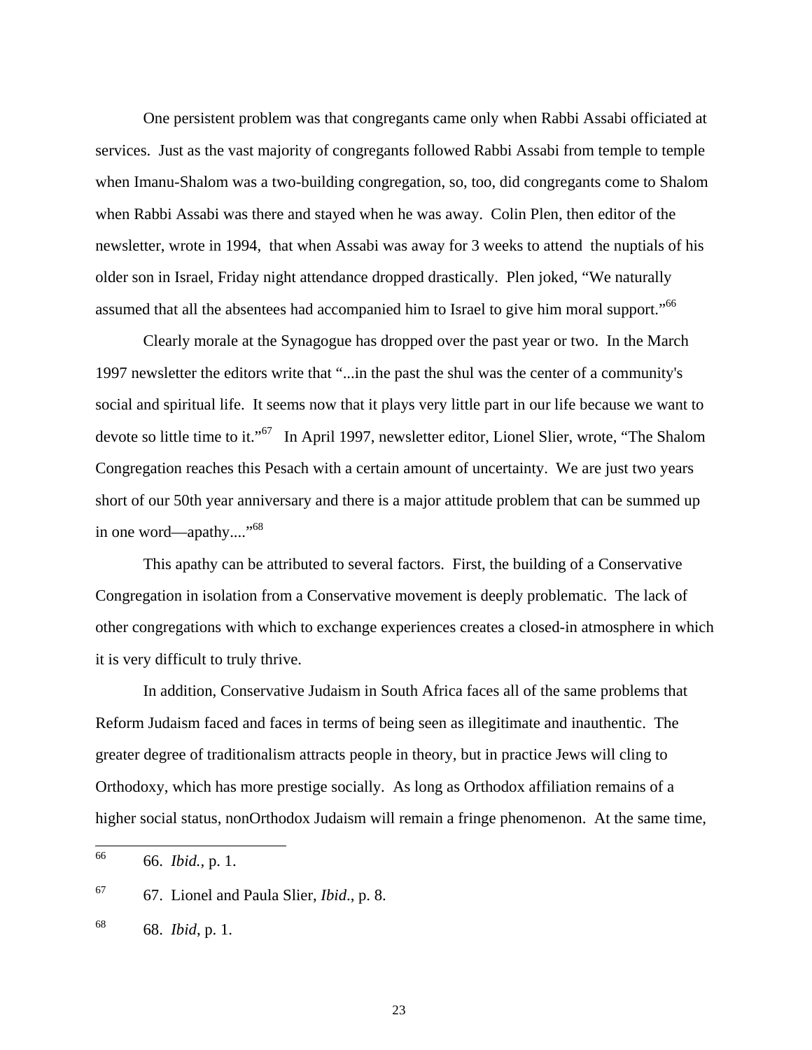One persistent problem was that congregants came only when Rabbi Assabi officiated at services. Just as the vast majority of congregants followed Rabbi Assabi from temple to temple when Imanu-Shalom was a two-building congregation, so, too, did congregants come to Shalom when Rabbi Assabi was there and stayed when he was away. Colin Plen, then editor of the newsletter, wrote in 1994, that when Assabi was away for 3 weeks to attend the nuptials of his older son in Israel, Friday night attendance dropped drastically. Plen joked, "We naturally assumed that all the absentees had accompanied him to Israel to give him moral support."[66]

Clearly morale at the Synagogue has dropped over the past year or two. In the March 1997 newsletter the editors write that "...in the past the shul was the center of a community's social and spiritual life. It seems now that it plays very little part in our life because we want to devote so little time to it."[67] In April 1997, newsletter editor, Lionel Slier, wrote, "The Shalom Congregation reaches this Pesach with a certain amount of uncertainty. We are just two years short of our 50th year anniversary and there is a major attitude problem that can be summed up in one word—apathy...."[68]

This apathy can be attributed to several factors. First, the building of a Conservative Congregation in isolation from a Conservative movement is deeply problematic. The lack of other congregations with which to exchange experiences creates a closed-in atmosphere in which it is very difficult to truly thrive.

In addition, Conservative Judaism in South Africa faces all of the same problems that Reform Judaism faced and faces in terms of being seen as illegitimate and inauthentic. The greater degree of traditionalism attracts people in theory, but in practice Jews will cling to Orthodoxy, which has more prestige socially. As long as Orthodox affiliation remains of a higher social status, nonOrthodox Judaism will remain a fringe phenomenon. At the same time,

---

[66] 66. *Ibid.*, p. 1.

[67] 67. Lionel and Paula Slier, *Ibid*., p. 8.

[68] 68. *Ibid*, p. 1.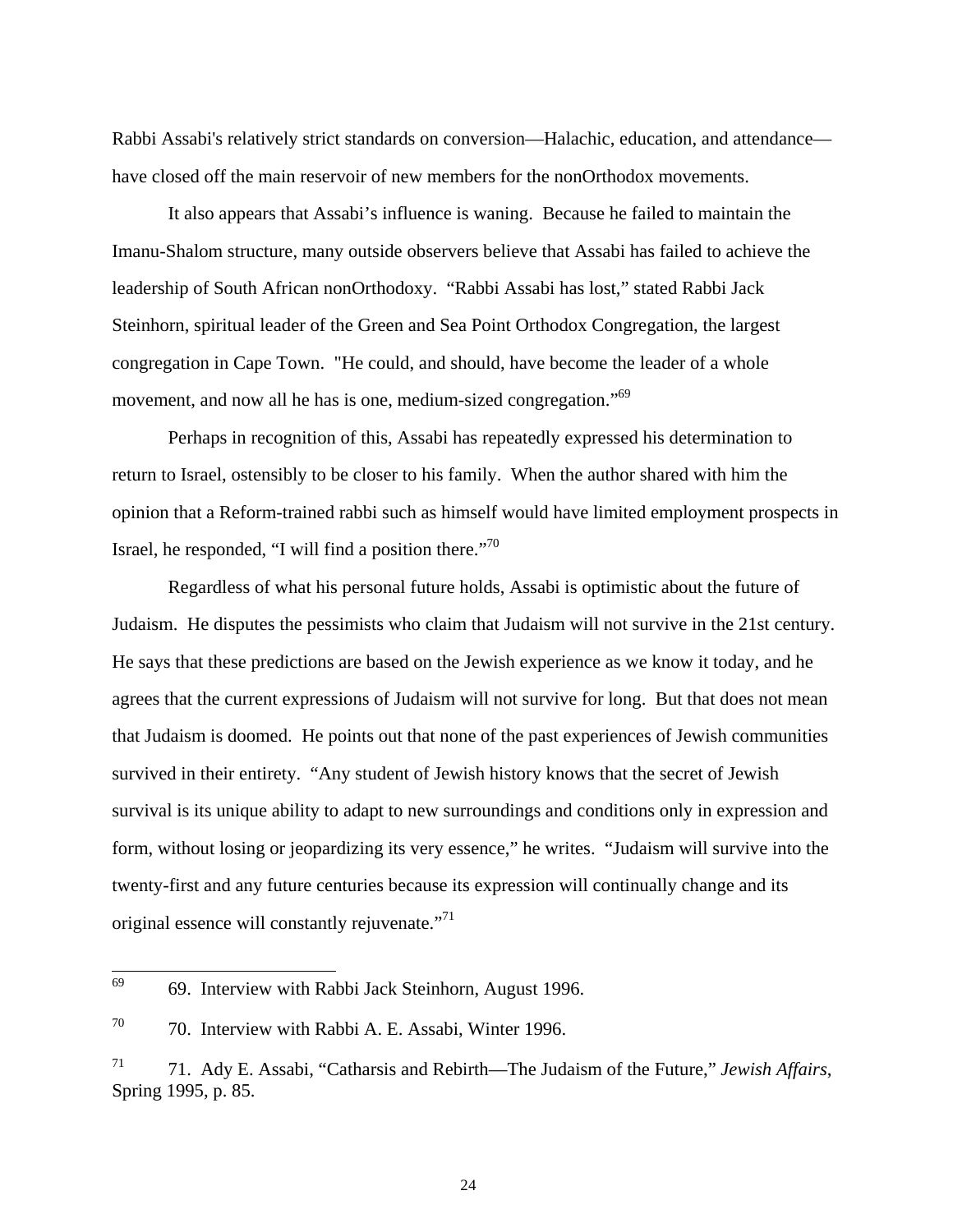Rabbi Assabi's relatively strict standards on conversion—Halachic, education, and attendance—have closed off the main reservoir of new members for the nonOrthodox movements.

It also appears that Assabi's influence is waning. Because he failed to maintain the Imanu-Shalom structure, many outside observers believe that Assabi has failed to achieve the leadership of South African nonOrthodoxy. "Rabbi Assabi has lost," stated Rabbi Jack Steinhorn, spiritual leader of the Green and Sea Point Orthodox Congregation, the largest congregation in Cape Town. "He could, and should, have become the leader of a whole movement, and now all he has is one, medium-sized congregation."[69]

Perhaps in recognition of this, Assabi has repeatedly expressed his determination to return to Israel, ostensibly to be closer to his family. When the author shared with him the opinion that a Reform-trained rabbi such as himself would have limited employment prospects in Israel, he responded, "I will find a position there."[70]

Regardless of what his personal future holds, Assabi is optimistic about the future of Judaism. He disputes the pessimists who claim that Judaism will not survive in the 21st century. He says that these predictions are based on the Jewish experience as we know it today, and he agrees that the current expressions of Judaism will not survive for long. But that does not mean that Judaism is doomed. He points out that none of the past experiences of Jewish communities survived in their entirety. "Any student of Jewish history knows that the secret of Jewish survival is its unique ability to adapt to new surroundings and conditions only in expression and form, without losing or jeopardizing its very essence," he writes. "Judaism will survive into the twenty-first and any future centuries because its expression will continually change and its original essence will constantly rejuvenate."[71]

---

[69] 69. Interview with Rabbi Jack Steinhorn, August 1996.

[70] 70. Interview with Rabbi A. E. Assabi, Winter 1996.

[71] 71. Ady E. Assabi, "Catharsis and Rebirth—The Judaism of the Future," *Jewish Affairs*, Spring 1995, p. 85.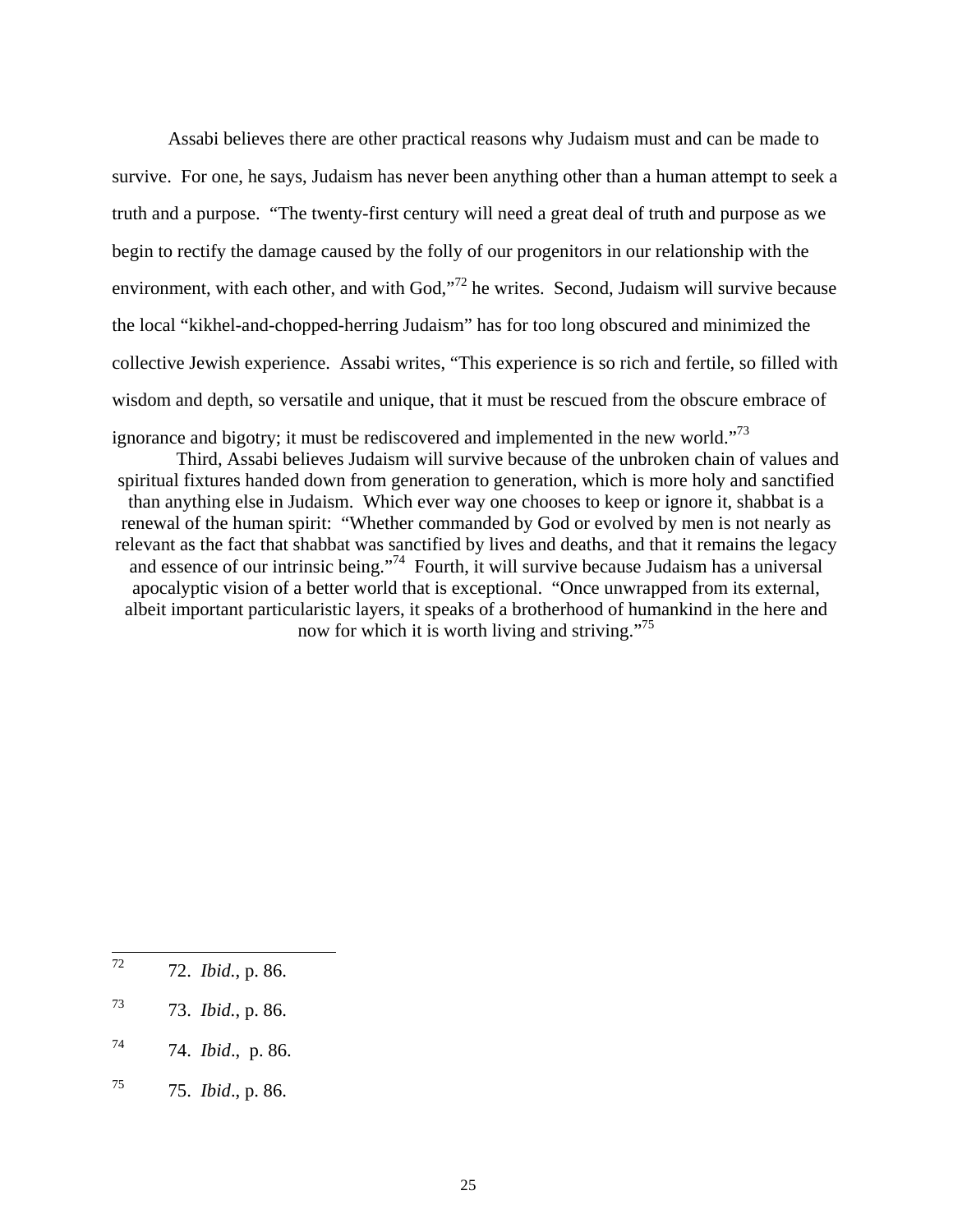Assabi believes there are other practical reasons why Judaism must and can be made to survive. For one, he says, Judaism has never been anything other than a human attempt to seek a truth and a purpose. "The twenty-first century will need a great deal of truth and purpose as we begin to rectify the damage caused by the folly of our progenitors in our relationship with the environment, with each other, and with God,"[72] he writes. Second, Judaism will survive because the local "kikhel-and-chopped-herring Judaism" has for too long obscured and minimized the collective Jewish experience. Assabi writes, "This experience is so rich and fertile, so filled with wisdom and depth, so versatile and unique, that it must be rescued from the obscure embrace of ignorance and bigotry; it must be rediscovered and implemented in the new world."[73]

Third, Assabi believes Judaism will survive because of the unbroken chain of values and spiritual fixtures handed down from generation to generation, which is more holy and sanctified than anything else in Judaism. Which ever way one chooses to keep or ignore it, shabbat is a renewal of the human spirit: "Whether commanded by God or evolved by men is not nearly as relevant as the fact that shabbat was sanctified by lives and deaths, and that it remains the legacy and essence of our intrinsic being."[74] Fourth, it will survive because Judaism has a universal apocalyptic vision of a better world that is exceptional. "Once unwrapped from its external, albeit important particularistic layers, it speaks of a brotherhood of humankind in the here and now for which it is worth living and striving."[75]

---

[72] 72. *Ibid.*, p. 86.

[73] 73. *Ibid.*, p. 86.

[74] 74. *Ibid*., p. 86.

[75] 75. *Ibid*., p. 86.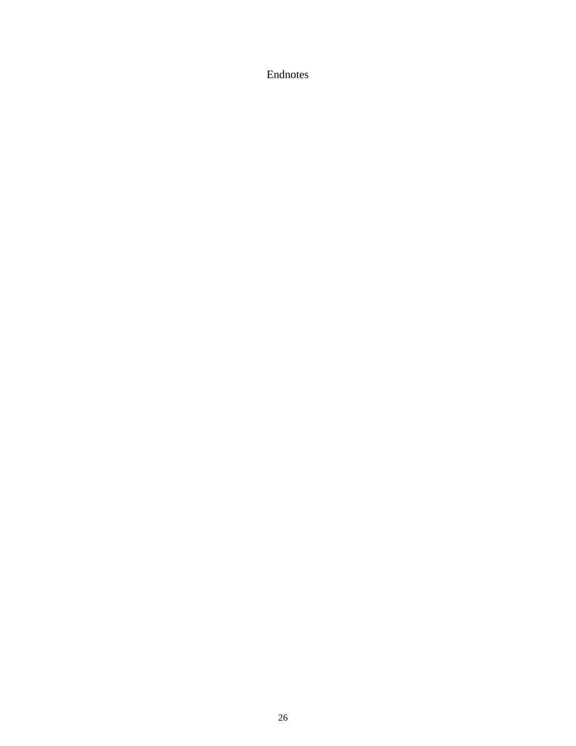# Endnotes